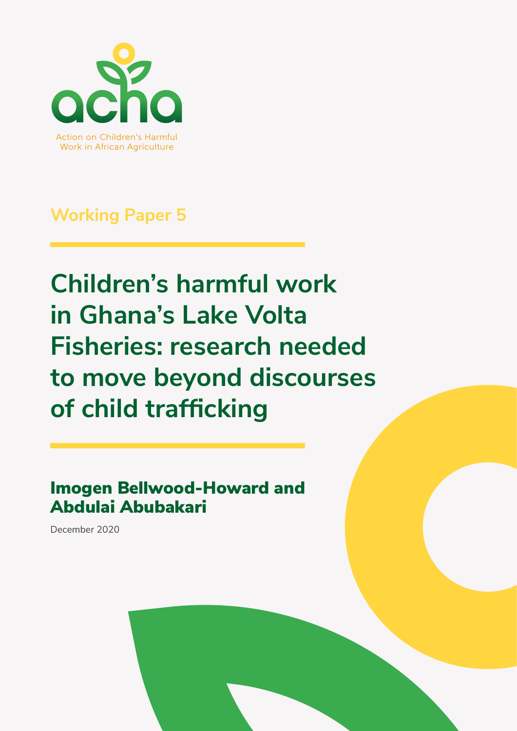acha

Action on Children's Harmful Work in African Agriculture

Working Paper 5

# Children's harmful work in Ghana's Lake Volta Fisheries: research needed to move beyond discourses of child trafficking

## Imogen Bellwood-Howard and Abdulai Abubakari

December 2020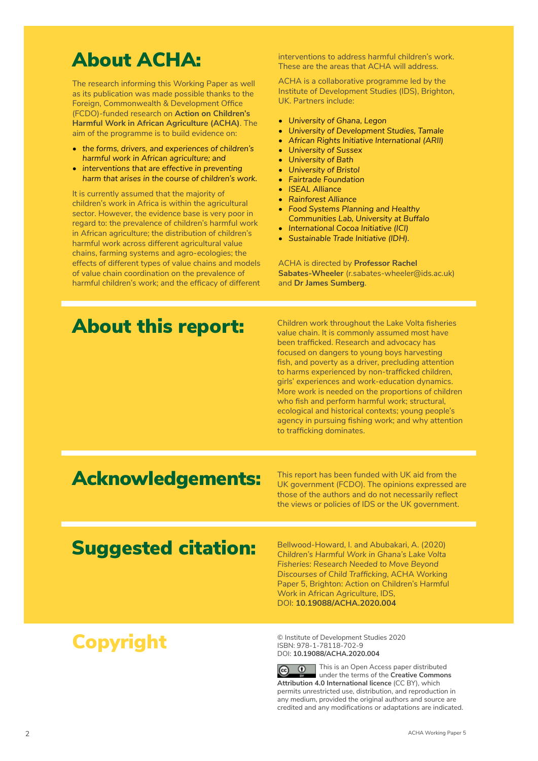# About ACHA:

The research informing this Working Paper as well as its publication was made possible thanks to the Foreign, Commonwealth & Development Office (FCDO)-funded research on **Action on Children's Harmful Work in African Agriculture (ACHA)**. The aim of the programme is to build evidence on:

- *the forms, drivers, and experiences of children's harmful work in African agriculture; and*
- *interventions that are effective in preventing harm that arises in the course of children's work.*

It is currently assumed that the majority of children's work in Africa is within the agricultural sector. However, the evidence base is very poor in regard to: the prevalence of children's harmful work in African agriculture; the distribution of children's harmful work across different agricultural value chains, farming systems and agro-ecologies; the effects of different types of value chains and models of value chain coordination on the prevalence of harmful children's work; and the efficacy of different interventions to address harmful children's work. These are the areas that ACHA will address.

ACHA is a collaborative programme led by the Institute of Development Studies (IDS), Brighton, UK. Partners include:

- *University of Ghana, Legon*
- *University of Development Studies, Tamale*
- *African Rights Initiative International (ARII)*
- *University of Sussex*
- *University of Bath*
- *University of Bristol*
- *Fairtrade Foundation*
- *ISEAL Alliance*
- *Rainforest Alliance*
- *Food Systems Planning and Healthy Communities Lab, University at Buffalo*
- *International Cocoa Initiative (ICI)*
- *Sustainable Trade Initiative (IDH).*

ACHA is directed by **Professor Rachel Sabates-Wheeler** (r.sabates-wheeler@ids.ac.uk) and **Dr James Sumberg**.

# About this report:

Children work throughout the Lake Volta fisheries value chain. It is commonly assumed most have been trafficked. Research and advocacy has focused on dangers to young boys harvesting fish, and poverty as a driver, precluding attention to harms experienced by non-trafficked children, girls' experiences and work-education dynamics. More work is needed on the proportions of children who fish and perform harmful work; structural, ecological and historical contexts; young people's agency in pursuing fishing work; and why attention to trafficking dominates.

# Acknowledgements:

This report has been funded with UK aid from the UK government (FCDO). The opinions expressed are those of the authors and do not necessarily reflect the views or policies of IDS or the UK government.

# Suggested citation:

Bellwood-Howard, I. and Abubakari, A. (2020) *Children's Harmful Work in Ghana's Lake Volta Fisheries: Research Needed to Move Beyond Discourses of Child Trafficking*, ACHA Working Paper 5, Brighton: Action on Children's Harmful Work in African Agriculture, IDS, DOI: **10.19088/ACHA.2020.004**

# Copyright

© Institute of Development Studies 2020
ISBN: 978-1-78118-702-9
DOI: **10.19088/ACHA.2020.004**

This is an Open Access paper distributed under the terms of the **Creative Commons Attribution 4.0 International licence** (CC BY), which permits unrestricted use, distribution, and reproduction in any medium, provided the original authors and source are credited and any modifications or adaptations are indicated.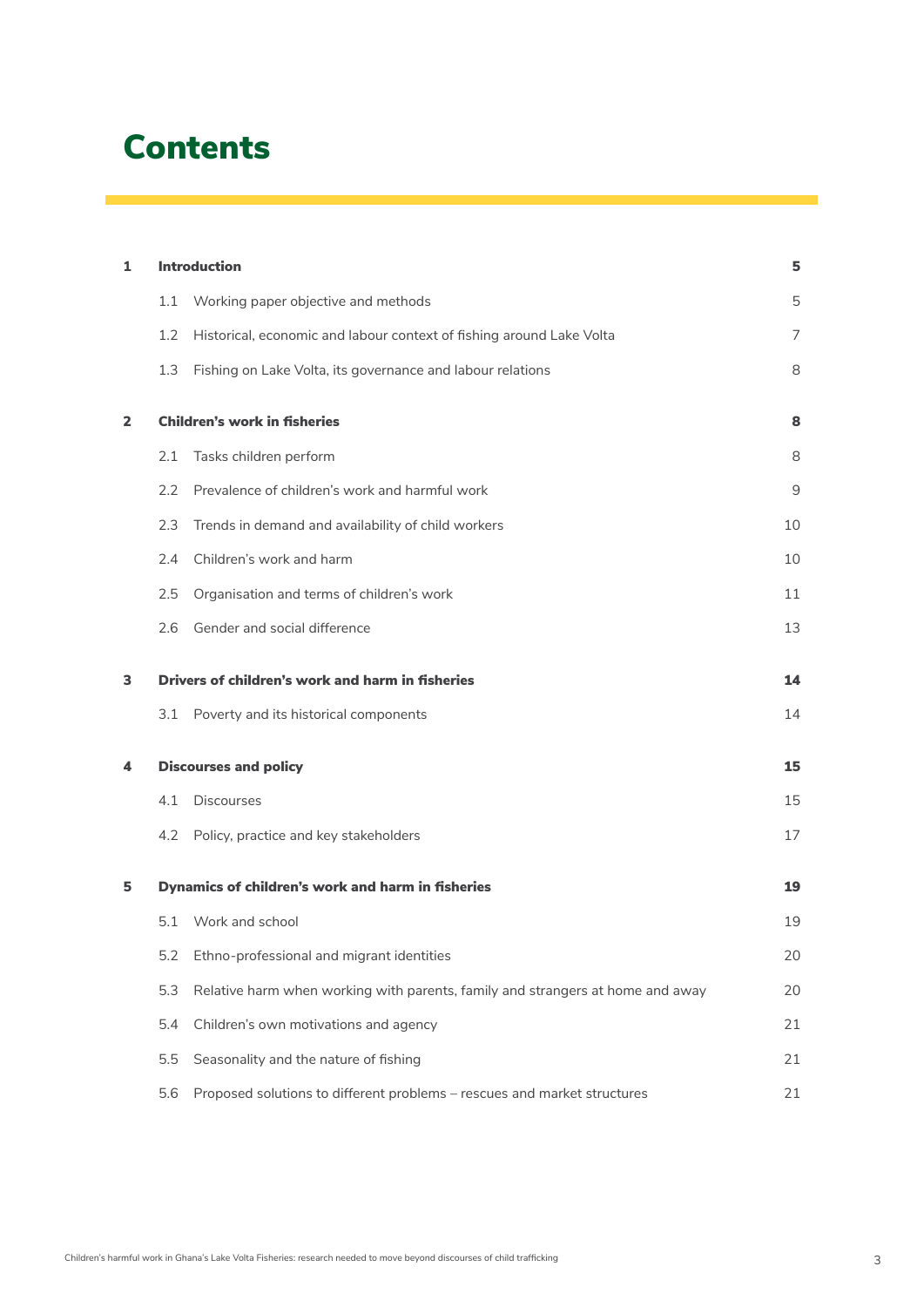# Contents

| | | |
|---|---|---|
| **1** | **Introduction** | **5** |
| | 1.1 Working paper objective and methods | 5 |
| | 1.2 Historical, economic and labour context of fishing around Lake Volta | 7 |
| | 1.3 Fishing on Lake Volta, its governance and labour relations | 8 |
| **2** | **Children's work in fisheries** | **8** |
| | 2.1 Tasks children perform | 8 |
| | 2.2 Prevalence of children's work and harmful work | 9 |
| | 2.3 Trends in demand and availability of child workers | 10 |
| | 2.4 Children's work and harm | 10 |
| | 2.5 Organisation and terms of children's work | 11 |
| | 2.6 Gender and social difference | 13 |
| **3** | **Drivers of children's work and harm in fisheries** | **14** |
| | 3.1 Poverty and its historical components | 14 |
| **4** | **Discourses and policy** | **15** |
| | 4.1 Discourses | 15 |
| | 4.2 Policy, practice and key stakeholders | 17 |
| **5** | **Dynamics of children's work and harm in fisheries** | **19** |
| | 5.1 Work and school | 19 |
| | 5.2 Ethno-professional and migrant identities | 20 |
| | 5.3 Relative harm when working with parents, family and strangers at home and away | 20 |
| | 5.4 Children's own motivations and agency | 21 |
| | 5.5 Seasonality and the nature of fishing | 21 |
| | 5.6 Proposed solutions to different problems – rescues and market structures | 21 |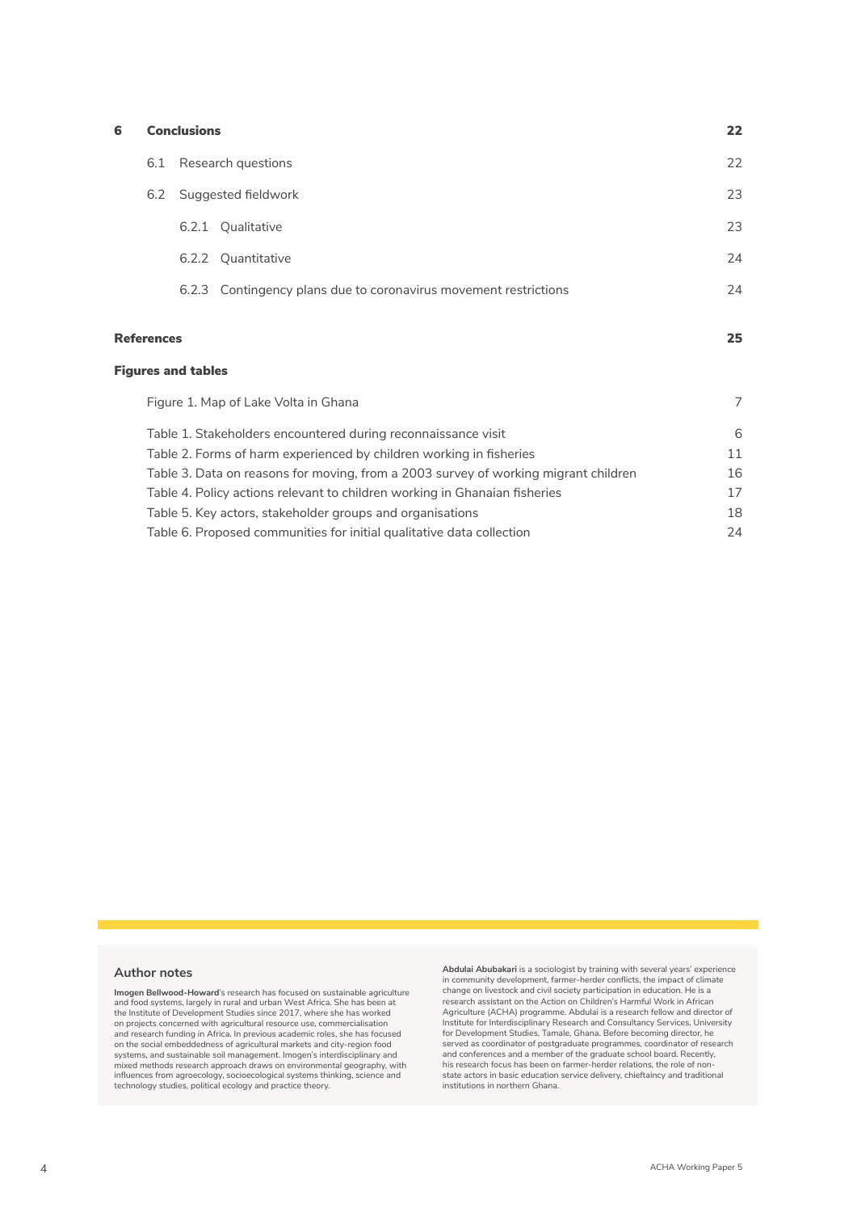| | | |
|---|---|---|
| **6** | **Conclusions** | **22** |
| | 6.1 Research questions | 22 |
| | 6.2 Suggested fieldwork | 23 |
| | 6.2.1 Qualitative | 23 |
| | 6.2.2 Quantitative | 24 |
| | 6.2.3 Contingency plans due to coronavirus movement restrictions | 24 |
| | **References** | **25** |

**Figures and tables**

| | |
|---|---|
| Figure 1. Map of Lake Volta in Ghana | 7 |
| Table 1. Stakeholders encountered during reconnaissance visit | 6 |
| Table 2. Forms of harm experienced by children working in fisheries | 11 |
| Table 3. Data on reasons for moving, from a 2003 survey of working migrant children | 16 |
| Table 4. Policy actions relevant to children working in Ghanaian fisheries | 17 |
| Table 5. Key actors, stakeholder groups and organisations | 18 |
| Table 6. Proposed communities for initial qualitative data collection | 24 |

## Author notes

**Imogen Bellwood-Howard**'s research has focused on sustainable agriculture and food systems, largely in rural and urban West Africa. She has been at the Institute of Development Studies since 2017, where she has worked on projects concerned with agricultural resource use, commercialisation and research funding in Africa. In previous academic roles, she has focused on the social embeddedness of agricultural markets and city-region food systems, and sustainable soil management. Imogen's interdisciplinary and mixed methods research approach draws on environmental geography, with influences from agroecology, socioecological systems thinking, science and technology studies, political ecology and practice theory.

**Abdulai Abubakari** is a sociologist by training with several years' experience in community development, farmer-herder conflicts, the impact of climate change on livestock and civil society participation in education. He is a research assistant on the Action on Children's Harmful Work in African Agriculture (ACHA) programme. Abdulai is a research fellow and director of Institute for Interdisciplinary Research and Consultancy Services, University for Development Studies, Tamale, Ghana. Before becoming director, he served as coordinator of postgraduate programmes, coordinator of research and conferences and a member of the graduate school board. Recently, his research focus has been on farmer-herder relations, the role of non-state actors in basic education service delivery, chieftaincy and traditional institutions in northern Ghana.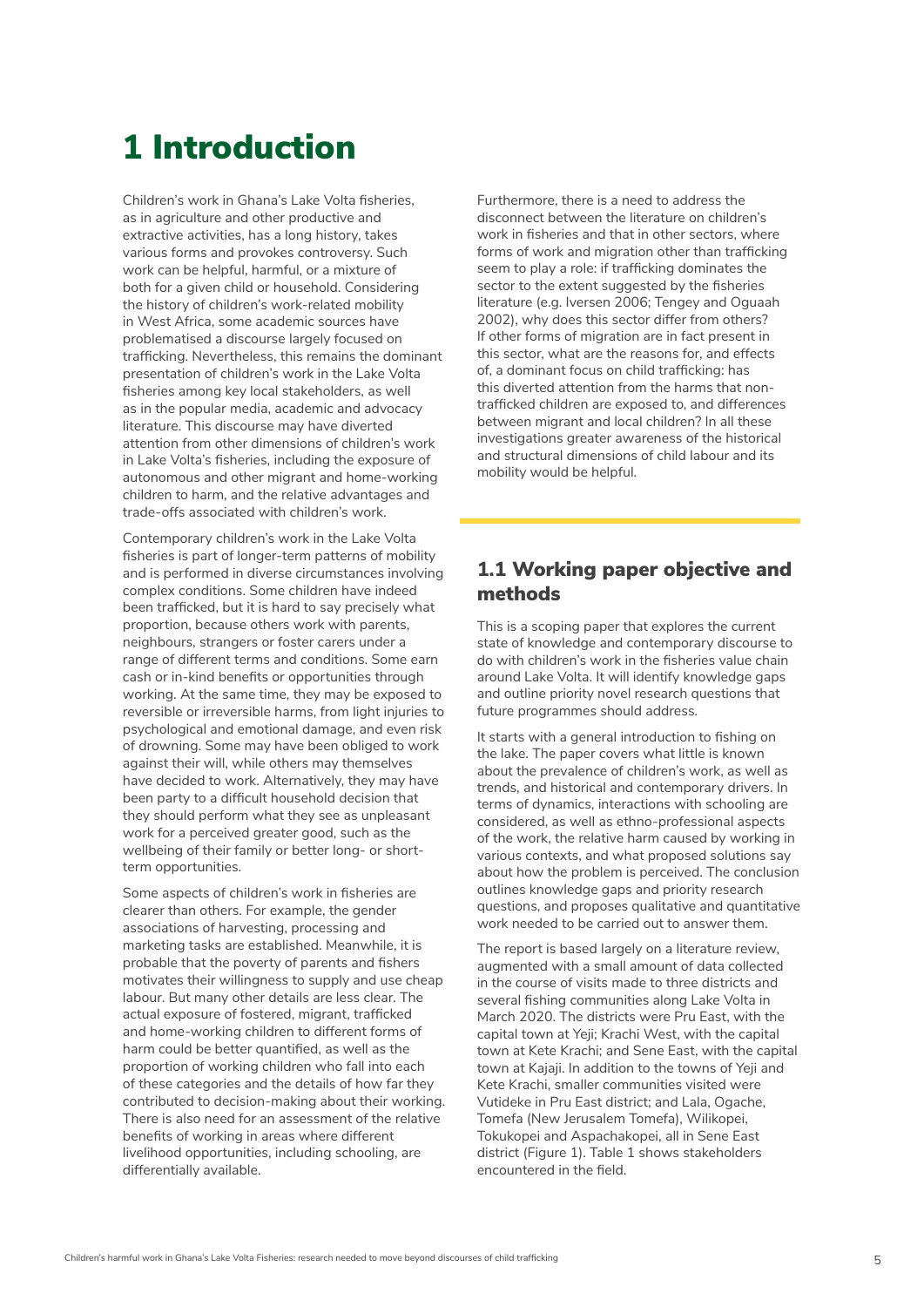# 1 Introduction

Children's work in Ghana's Lake Volta fisheries, as in agriculture and other productive and extractive activities, has a long history, takes various forms and provokes controversy. Such work can be helpful, harmful, or a mixture of both for a given child or household. Considering the history of children's work-related mobility in West Africa, some academic sources have problematised a discourse largely focused on trafficking. Nevertheless, this remains the dominant presentation of children's work in the Lake Volta fisheries among key local stakeholders, as well as in the popular media, academic and advocacy literature. This discourse may have diverted attention from other dimensions of children's work in Lake Volta's fisheries, including the exposure of autonomous and other migrant and home-working children to harm, and the relative advantages and trade-offs associated with children's work.

Contemporary children's work in the Lake Volta fisheries is part of longer-term patterns of mobility and is performed in diverse circumstances involving complex conditions. Some children have indeed been trafficked, but it is hard to say precisely what proportion, because others work with parents, neighbours, strangers or foster carers under a range of different terms and conditions. Some earn cash or in-kind benefits or opportunities through working. At the same time, they may be exposed to reversible or irreversible harms, from light injuries to psychological and emotional damage, and even risk of drowning. Some may have been obliged to work against their will, while others may themselves have decided to work. Alternatively, they may have been party to a difficult household decision that they should perform what they see as unpleasant work for a perceived greater good, such as the wellbeing of their family or better long- or short-term opportunities.

Some aspects of children's work in fisheries are clearer than others. For example, the gender associations of harvesting, processing and marketing tasks are established. Meanwhile, it is probable that the poverty of parents and fishers motivates their willingness to supply and use cheap labour. But many other details are less clear. The actual exposure of fostered, migrant, trafficked and home-working children to different forms of harm could be better quantified, as well as the proportion of working children who fall into each of these categories and the details of how far they contributed to decision-making about their working. There is also need for an assessment of the relative benefits of working in areas where different livelihood opportunities, including schooling, are differentially available.

Furthermore, there is a need to address the disconnect between the literature on children's work in fisheries and that in other sectors, where forms of work and migration other than trafficking seem to play a role: if trafficking dominates the sector to the extent suggested by the fisheries literature (e.g. Iversen 2006; Tengey and Oguaah 2002), why does this sector differ from others? If other forms of migration are in fact present in this sector, what are the reasons for, and effects of, a dominant focus on child trafficking: has this diverted attention from the harms that non-trafficked children are exposed to, and differences between migrant and local children? In all these investigations greater awareness of the historical and structural dimensions of child labour and its mobility would be helpful.

## 1.1 Working paper objective and methods

This is a scoping paper that explores the current state of knowledge and contemporary discourse to do with children's work in the fisheries value chain around Lake Volta. It will identify knowledge gaps and outline priority novel research questions that future programmes should address.

It starts with a general introduction to fishing on the lake. The paper covers what little is known about the prevalence of children's work, as well as trends, and historical and contemporary drivers. In terms of dynamics, interactions with schooling are considered, as well as ethno-professional aspects of the work, the relative harm caused by working in various contexts, and what proposed solutions say about how the problem is perceived. The conclusion outlines knowledge gaps and priority research questions, and proposes qualitative and quantitative work needed to be carried out to answer them.

The report is based largely on a literature review, augmented with a small amount of data collected in the course of visits made to three districts and several fishing communities along Lake Volta in March 2020. The districts were Pru East, with the capital town at Yeji; Krachi West, with the capital town at Kete Krachi; and Sene East, with the capital town at Kajaji. In addition to the towns of Yeji and Kete Krachi, smaller communities visited were Vutideke in Pru East district; and Lala, Ogache, Tomefa (New Jerusalem Tomefa), Wilikopei, Tokukopei and Aspachakopei, all in Sene East district (Figure 1). Table 1 shows stakeholders encountered in the field.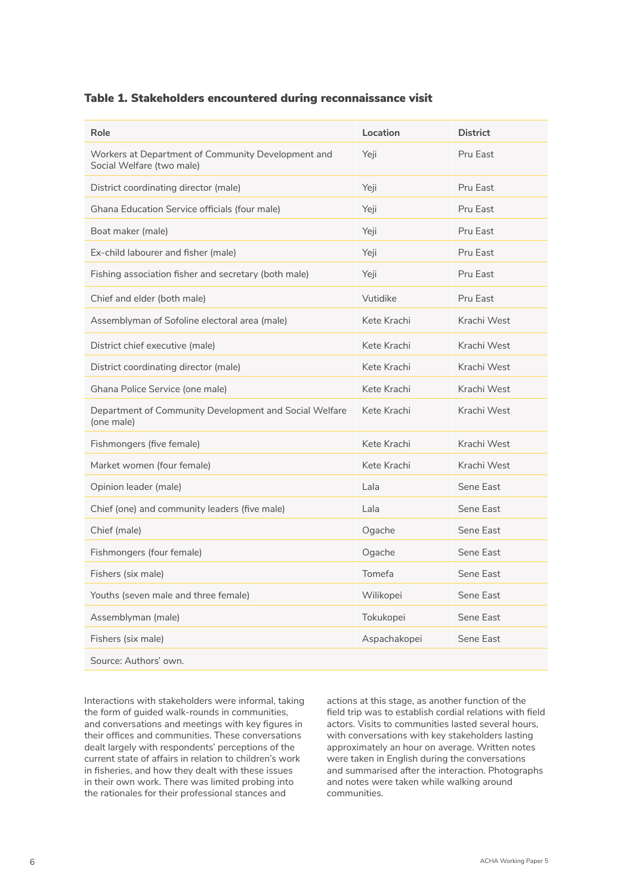**Table 1. Stakeholders encountered during reconnaissance visit**

| Role | Location | District |
|---|---|---|
| Workers at Department of Community Development and Social Welfare (two male) | Yeji | Pru East |
| District coordinating director (male) | Yeji | Pru East |
| Ghana Education Service officials (four male) | Yeji | Pru East |
| Boat maker (male) | Yeji | Pru East |
| Ex-child labourer and fisher (male) | Yeji | Pru East |
| Fishing association fisher and secretary (both male) | Yeji | Pru East |
| Chief and elder (both male) | Vutidike | Pru East |
| Assemblyman of Sofoline electoral area (male) | Kete Krachi | Krachi West |
| District chief executive (male) | Kete Krachi | Krachi West |
| District coordinating director (male) | Kete Krachi | Krachi West |
| Ghana Police Service (one male) | Kete Krachi | Krachi West |
| Department of Community Development and Social Welfare (one male) | Kete Krachi | Krachi West |
| Fishmongers (five female) | Kete Krachi | Krachi West |
| Market women (four female) | Kete Krachi | Krachi West |
| Opinion leader (male) | Lala | Sene East |
| Chief (one) and community leaders (five male) | Lala | Sene East |
| Chief (male) | Ogache | Sene East |
| Fishmongers (four female) | Ogache | Sene East |
| Fishers (six male) | Tomefa | Sene East |
| Youths (seven male and three female) | Wilikopei | Sene East |
| Assemblyman (male) | Tokukopei | Sene East |
| Fishers (six male) | Aspachakopei | Sene East |

Source: Authors' own.

Interactions with stakeholders were informal, taking the form of guided walk-rounds in communities, and conversations and meetings with key figures in their offices and communities. These conversations dealt largely with respondents' perceptions of the current state of affairs in relation to children's work in fisheries, and how they dealt with these issues in their own work. There was limited probing into the rationales for their professional stances and actions at this stage, as another function of the field trip was to establish cordial relations with field actors. Visits to communities lasted several hours, with conversations with key stakeholders lasting approximately an hour on average. Written notes were taken in English during the conversations and summarised after the interaction. Photographs and notes were taken while walking around communities.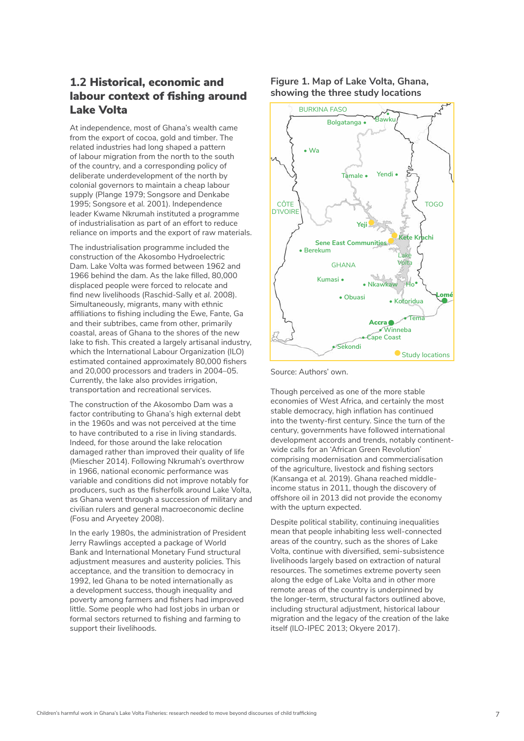## 1.2 Historical, economic and labour context of fishing around Lake Volta

At independence, most of Ghana's wealth came from the export of cocoa, gold and timber. The related industries had long shaped a pattern of labour migration from the north to the south of the country, and a corresponding policy of deliberate underdevelopment of the north by colonial governors to maintain a cheap labour supply (Plange 1979; Songsore and Denkabe 1995; Songsore et *al.* 2001). Independence leader Kwame Nkrumah instituted a programme of industrialisation as part of an effort to reduce reliance on imports and the export of raw materials.

The industrialisation programme included the construction of the Akosombo Hydroelectric Dam. Lake Volta was formed between 1962 and 1966 behind the dam. As the lake filled, 80,000 displaced people were forced to relocate and find new livelihoods (Raschid-Sally et *al.* 2008). Simultaneously, migrants, many with ethnic affiliations to fishing including the Ewe, Fante, Ga and their subtribes, came from other, primarily coastal, areas of Ghana to the shores of the new lake to fish. This created a largely artisanal industry, which the International Labour Organization (ILO) estimated contained approximately 80,000 fishers and 20,000 processors and traders in 2004–05. Currently, the lake also provides irrigation, transportation and recreational services.

The construction of the Akosombo Dam was a factor contributing to Ghana's high external debt in the 1960s and was not perceived at the time to have contributed to a rise in living standards. Indeed, for those around the lake relocation damaged rather than improved their quality of life (Miescher 2014). Following Nkrumah's overthrow in 1966, national economic performance was variable and conditions did not improve notably for producers, such as the fisherfolk around Lake Volta, as Ghana went through a succession of military and civilian rulers and general macroeconomic decline (Fosu and Aryeetey 2008).

In the early 1980s, the administration of President Jerry Rawlings accepted a package of World Bank and International Monetary Fund structural adjustment measures and austerity policies. This acceptance, and the transition to democracy in 1992, led Ghana to be noted internationally as a development success, though inequality and poverty among farmers and fishers had improved little. Some people who had lost jobs in urban or formal sectors returned to fishing and farming to support their livelihoods.

**Figure 1. Map of Lake Volta, Ghana, showing the three study locations**

Source: Authors' own.

Though perceived as one of the more stable economies of West Africa, and certainly the most stable democracy, high inflation has continued into the twenty-first century. Since the turn of the century, governments have followed international development accords and trends, notably continent-wide calls for an 'African Green Revolution' comprising modernisation and commercialisation of the agriculture, livestock and fishing sectors (Kansanga et *al.* 2019). Ghana reached middle-income status in 2011, though the discovery of offshore oil in 2013 did not provide the economy with the upturn expected.

Despite political stability, continuing inequalities mean that people inhabiting less well-connected areas of the country, such as the shores of Lake Volta, continue with diversified, semi-subsistence livelihoods largely based on extraction of natural resources. The sometimes extreme poverty seen along the edge of Lake Volta and in other more remote areas of the country is underpinned by the longer-term, structural factors outlined above, including structural adjustment, historical labour migration and the legacy of the creation of the lake itself (ILO-IPEC 2013; Okyere 2017).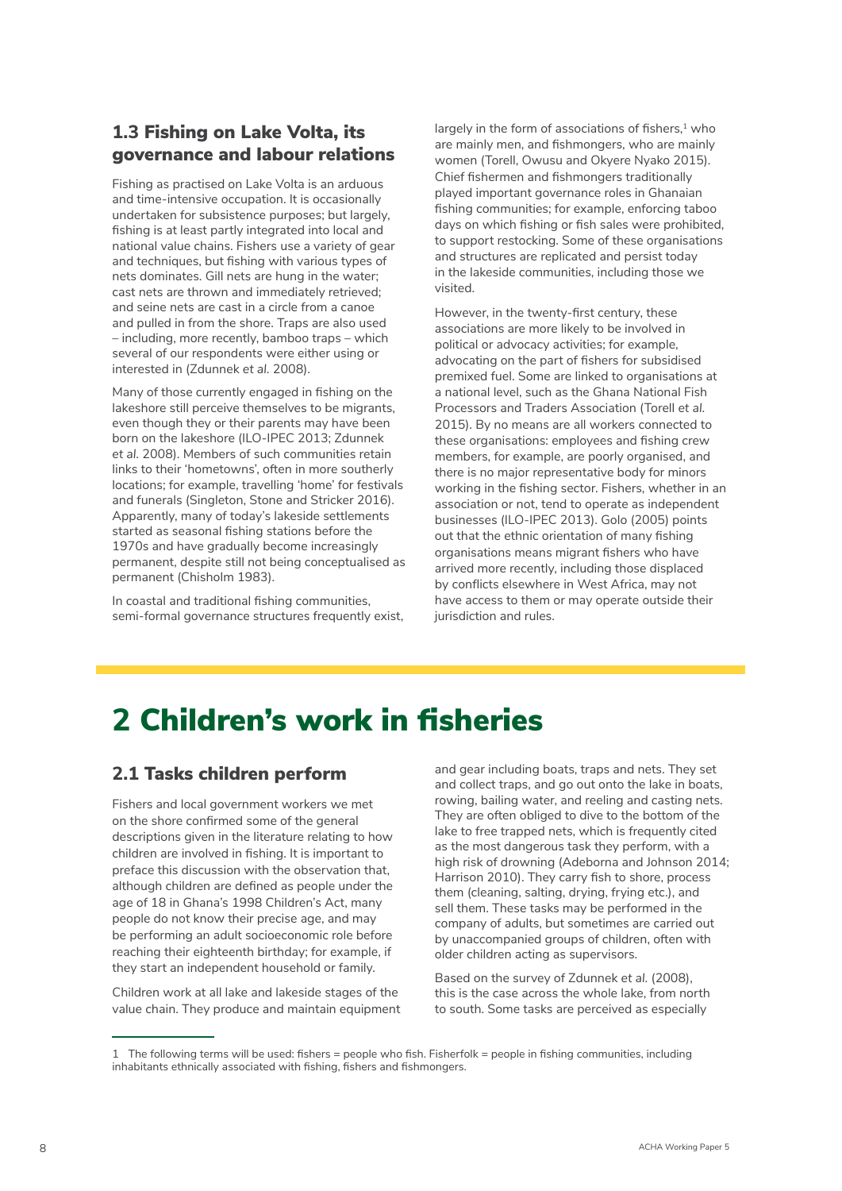### 1.3 Fishing on Lake Volta, its governance and labour relations

Fishing as practised on Lake Volta is an arduous and time-intensive occupation. It is occasionally undertaken for subsistence purposes; but largely, fishing is at least partly integrated into local and national value chains. Fishers use a variety of gear and techniques, but fishing with various types of nets dominates. Gill nets are hung in the water; cast nets are thrown and immediately retrieved; and seine nets are cast in a circle from a canoe and pulled in from the shore. Traps are also used – including, more recently, bamboo traps – which several of our respondents were either using or interested in (Zdunnek *et al.* 2008).

Many of those currently engaged in fishing on the lakeshore still perceive themselves to be migrants, even though they or their parents may have been born on the lakeshore (ILO-IPEC 2013; Zdunnek *et al.* 2008). Members of such communities retain links to their 'hometowns', often in more southerly locations; for example, travelling 'home' for festivals and funerals (Singleton, Stone and Stricker 2016). Apparently, many of today's lakeside settlements started as seasonal fishing stations before the 1970s and have gradually become increasingly permanent, despite still not being conceptualised as permanent (Chisholm 1983).

In coastal and traditional fishing communities, semi-formal governance structures frequently exist, largely in the form of associations of fishers,[1] who are mainly men, and fishmongers, who are mainly women (Torell, Owusu and Okyere Nyako 2015). Chief fishermen and fishmongers traditionally played important governance roles in Ghanaian fishing communities; for example, enforcing taboo days on which fishing or fish sales were prohibited, to support restocking. Some of these organisations and structures are replicated and persist today in the lakeside communities, including those we visited.

However, in the twenty-first century, these associations are more likely to be involved in political or advocacy activities; for example, advocating on the part of fishers for subsidised premixed fuel. Some are linked to organisations at a national level, such as the Ghana National Fish Processors and Traders Association (Torell *et al.* 2015). By no means are all workers connected to these organisations: employees and fishing crew members, for example, are poorly organised, and there is no major representative body for minors working in the fishing sector. Fishers, whether in an association or not, tend to operate as independent businesses (ILO-IPEC 2013). Golo (2005) points out that the ethnic orientation of many fishing organisations means migrant fishers who have arrived more recently, including those displaced by conflicts elsewhere in West Africa, may not have access to them or may operate outside their jurisdiction and rules.

# 2 Children's work in fisheries

## 2.1 Tasks children perform

Fishers and local government workers we met on the shore confirmed some of the general descriptions given in the literature relating to how children are involved in fishing. It is important to preface this discussion with the observation that, although children are defined as people under the age of 18 in Ghana's 1998 Children's Act, many people do not know their precise age, and may be performing an adult socioeconomic role before reaching their eighteenth birthday; for example, if they start an independent household or family.

Children work at all lake and lakeside stages of the value chain. They produce and maintain equipment and gear including boats, traps and nets. They set and collect traps, and go out onto the lake in boats, rowing, bailing water, and reeling and casting nets. They are often obliged to dive to the bottom of the lake to free trapped nets, which is frequently cited as the most dangerous task they perform, with a high risk of drowning (Adeborna and Johnson 2014; Harrison 2010). They carry fish to shore, process them (cleaning, salting, drying, frying etc.), and sell them. These tasks may be performed in the company of adults, but sometimes are carried out by unaccompanied groups of children, often with older children acting as supervisors.

Based on the survey of Zdunnek *et al.* (2008), this is the case across the whole lake, from north to south. Some tasks are perceived as especially

---

1 The following terms will be used: fishers = people who fish. Fisherfolk = people in fishing communities, including inhabitants ethnically associated with fishing, fishers and fishmongers.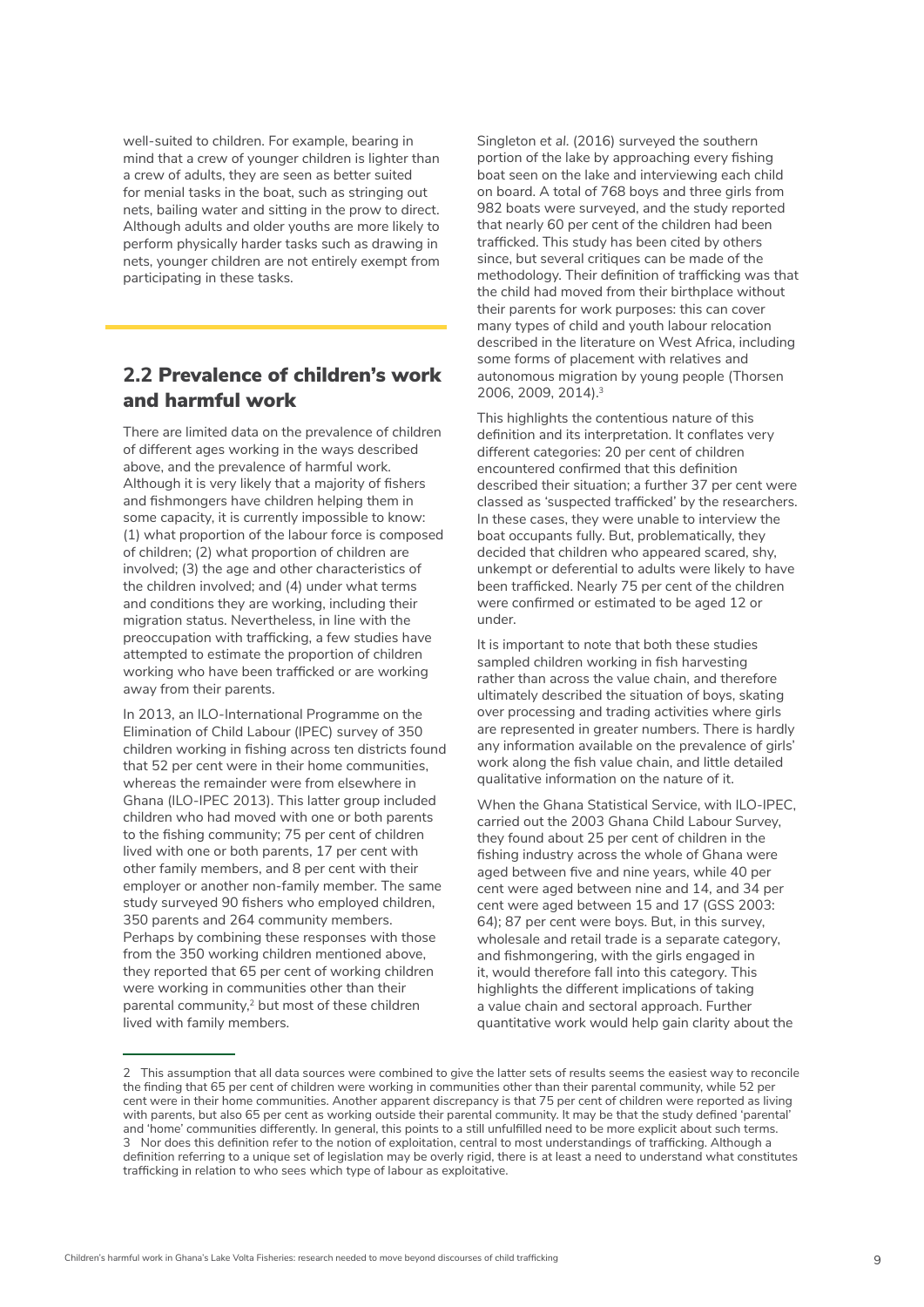well-suited to children. For example, bearing in mind that a crew of younger children is lighter than a crew of adults, they are seen as better suited for menial tasks in the boat, such as stringing out nets, bailing water and sitting in the prow to direct. Although adults and older youths are more likely to perform physically harder tasks such as drawing in nets, younger children are not entirely exempt from participating in these tasks.

## 2.2 Prevalence of children's work and harmful work

There are limited data on the prevalence of children of different ages working in the ways described above, and the prevalence of harmful work. Although it is very likely that a majority of fishers and fishmongers have children helping them in some capacity, it is currently impossible to know: (1) what proportion of the labour force is composed of children; (2) what proportion of children are involved; (3) the age and other characteristics of the children involved; and (4) under what terms and conditions they are working, including their migration status. Nevertheless, in line with the preoccupation with trafficking, a few studies have attempted to estimate the proportion of children working who have been trafficked or are working away from their parents.

In 2013, an ILO-International Programme on the Elimination of Child Labour (IPEC) survey of 350 children working in fishing across ten districts found that 52 per cent were in their home communities, whereas the remainder were from elsewhere in Ghana (ILO-IPEC 2013). This latter group included children who had moved with one or both parents to the fishing community; 75 per cent of children lived with one or both parents, 17 per cent with other family members, and 8 per cent with their employer or another non-family member. The same study surveyed 90 fishers who employed children, 350 parents and 264 community members. Perhaps by combining these responses with those from the 350 working children mentioned above, they reported that 65 per cent of working children were working in communities other than their parental community,[2] but most of these children lived with family members.

Singleton *et al.* (2016) surveyed the southern portion of the lake by approaching every fishing boat seen on the lake and interviewing each child on board. A total of 768 boys and three girls from 982 boats were surveyed, and the study reported that nearly 60 per cent of the children had been trafficked. This study has been cited by others since, but several critiques can be made of the methodology. Their definition of trafficking was that the child had moved from their birthplace without their parents for work purposes: this can cover many types of child and youth labour relocation described in the literature on West Africa, including some forms of placement with relatives and autonomous migration by young people (Thorsen 2006, 2009, 2014).[3]

This highlights the contentious nature of this definition and its interpretation. It conflates very different categories: 20 per cent of children encountered confirmed that this definition described their situation; a further 37 per cent were classed as 'suspected trafficked' by the researchers. In these cases, they were unable to interview the boat occupants fully. But, problematically, they decided that children who appeared scared, shy, unkempt or deferential to adults were likely to have been trafficked. Nearly 75 per cent of the children were confirmed or estimated to be aged 12 or under.

It is important to note that both these studies sampled children working in fish harvesting rather than across the value chain, and therefore ultimately described the situation of boys, skating over processing and trading activities where girls are represented in greater numbers. There is hardly any information available on the prevalence of girls' work along the fish value chain, and little detailed qualitative information on the nature of it.

When the Ghana Statistical Service, with ILO-IPEC, carried out the 2003 Ghana Child Labour Survey, they found about 25 per cent of children in the fishing industry across the whole of Ghana were aged between five and nine years, while 40 per cent were aged between nine and 14, and 34 per cent were aged between 15 and 17 (GSS 2003: 64); 87 per cent were boys. But, in this survey, wholesale and retail trade is a separate category, and fishmongering, with the girls engaged in it, would therefore fall into this category. This highlights the different implications of taking a value chain and sectoral approach. Further quantitative work would help gain clarity about the

---

2 This assumption that all data sources were combined to give the latter sets of results seems the easiest way to reconcile the finding that 65 per cent of children were working in communities other than their parental community, while 52 per cent were in their home communities. Another apparent discrepancy is that 75 per cent of children were reported as living with parents, but also 65 per cent as working outside their parental community. It may be that the study defined 'parental' and 'home' communities differently. In general, this points to a still unfulfilled need to be more explicit about such terms.

3 Nor does this definition refer to the notion of exploitation, central to most understandings of trafficking. Although a definition referring to a unique set of legislation may be overly rigid, there is at least a need to understand what constitutes trafficking in relation to who sees which type of labour as exploitative.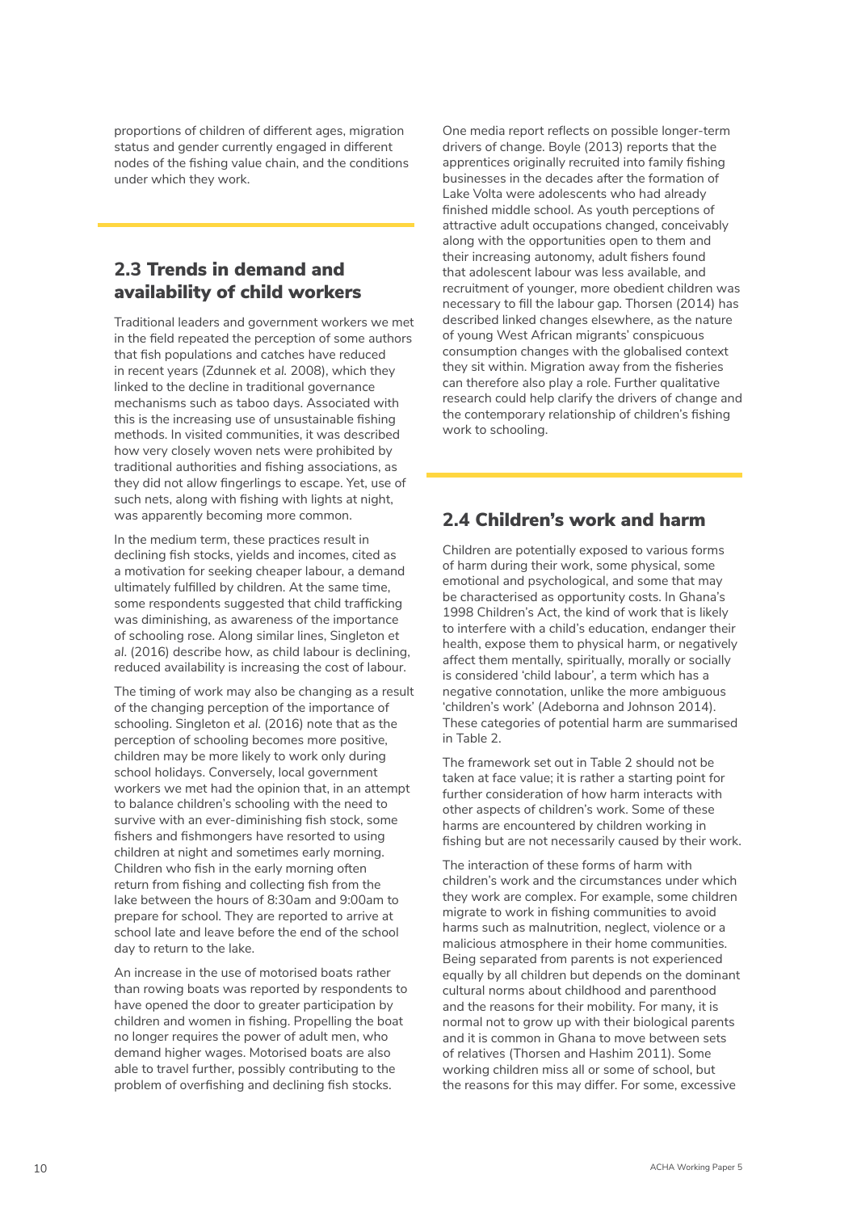proportions of children of different ages, migration status and gender currently engaged in different nodes of the fishing value chain, and the conditions under which they work.

## 2.3 Trends in demand and availability of child workers

Traditional leaders and government workers we met in the field repeated the perception of some authors that fish populations and catches have reduced in recent years (Zdunnek et *al.* 2008), which they linked to the decline in traditional governance mechanisms such as taboo days. Associated with this is the increasing use of unsustainable fishing methods. In visited communities, it was described how very closely woven nets were prohibited by traditional authorities and fishing associations, as they did not allow fingerlings to escape. Yet, use of such nets, along with fishing with lights at night, was apparently becoming more common.

In the medium term, these practices result in declining fish stocks, yields and incomes, cited as a motivation for seeking cheaper labour, a demand ultimately fulfilled by children. At the same time, some respondents suggested that child trafficking was diminishing, as awareness of the importance of schooling rose. Along similar lines, Singleton et *al.* (2016) describe how, as child labour is declining, reduced availability is increasing the cost of labour.

The timing of work may also be changing as a result of the changing perception of the importance of schooling. Singleton et *al.* (2016) note that as the perception of schooling becomes more positive, children may be more likely to work only during school holidays. Conversely, local government workers we met had the opinion that, in an attempt to balance children's schooling with the need to survive with an ever-diminishing fish stock, some fishers and fishmongers have resorted to using children at night and sometimes early morning. Children who fish in the early morning often return from fishing and collecting fish from the lake between the hours of 8:30am and 9:00am to prepare for school. They are reported to arrive at school late and leave before the end of the school day to return to the lake.

An increase in the use of motorised boats rather than rowing boats was reported by respondents to have opened the door to greater participation by children and women in fishing. Propelling the boat no longer requires the power of adult men, who demand higher wages. Motorised boats are also able to travel further, possibly contributing to the problem of overfishing and declining fish stocks.

One media report reflects on possible longer-term drivers of change. Boyle (2013) reports that the apprentices originally recruited into family fishing businesses in the decades after the formation of Lake Volta were adolescents who had already finished middle school. As youth perceptions of attractive adult occupations changed, conceivably along with the opportunities open to them and their increasing autonomy, adult fishers found that adolescent labour was less available, and recruitment of younger, more obedient children was necessary to fill the labour gap. Thorsen (2014) has described linked changes elsewhere, as the nature of young West African migrants' conspicuous consumption changes with the globalised context they sit within. Migration away from the fisheries can therefore also play a role. Further qualitative research could help clarify the drivers of change and the contemporary relationship of children's fishing work to schooling.

## 2.4 Children's work and harm

Children are potentially exposed to various forms of harm during their work, some physical, some emotional and psychological, and some that may be characterised as opportunity costs. In Ghana's 1998 Children's Act, the kind of work that is likely to interfere with a child's education, endanger their health, expose them to physical harm, or negatively affect them mentally, spiritually, morally or socially is considered 'child labour', a term which has a negative connotation, unlike the more ambiguous 'children's work' (Adeborna and Johnson 2014). These categories of potential harm are summarised in Table 2.

The framework set out in Table 2 should not be taken at face value; it is rather a starting point for further consideration of how harm interacts with other aspects of children's work. Some of these harms are encountered by children working in fishing but are not necessarily caused by their work.

The interaction of these forms of harm with children's work and the circumstances under which they work are complex. For example, some children migrate to work in fishing communities to avoid harms such as malnutrition, neglect, violence or a malicious atmosphere in their home communities. Being separated from parents is not experienced equally by all children but depends on the dominant cultural norms about childhood and parenthood and the reasons for their mobility. For many, it is normal not to grow up with their biological parents and it is common in Ghana to move between sets of relatives (Thorsen and Hashim 2011). Some working children miss all or some of school, but the reasons for this may differ. For some, excessive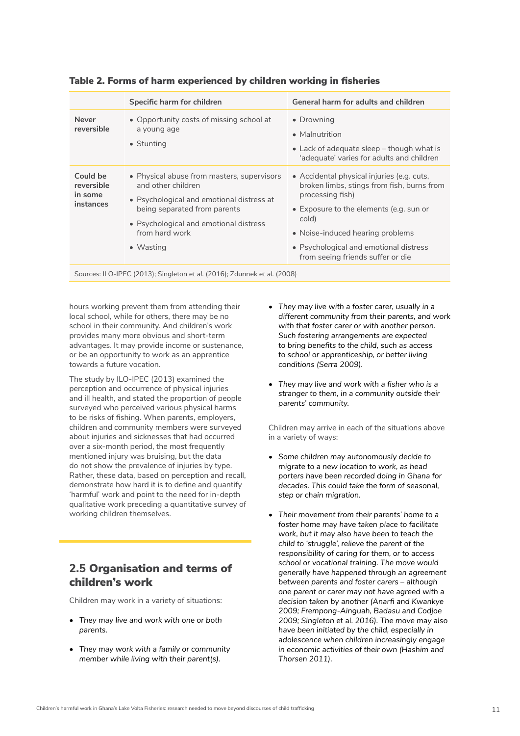**Table 2. Forms of harm experienced by children working in fisheries**

| | Specific harm for children | General harm for adults and children |
|---|---|---|
| **Never reversible** | • Opportunity costs of missing school at a young age<br>• Stunting | • Drowning<br>• Malnutrition<br>• Lack of adequate sleep – though what is 'adequate' varies for adults and children |
| **Could be reversible in some instances** | • Physical abuse from masters, supervisors and other children<br>• Psychological and emotional distress at being separated from parents<br>• Psychological and emotional distress from hard work<br>• Wasting | • Accidental physical injuries (e.g. cuts, broken limbs, stings from fish, burns from processing fish)<br>• Exposure to the elements (e.g. sun or cold)<br>• Noise-induced hearing problems<br>• Psychological and emotional distress from seeing friends suffer or die |

Sources: ILO-IPEC (2013); Singleton et al. (2016); Zdunnek et al. (2008)

hours working prevent them from attending their local school, while for others, there may be no school in their community. And children's work provides many more obvious and short-term advantages. It may provide income or sustenance, or be an opportunity to work as an apprentice towards a future vocation.

The study by ILO-IPEC (2013) examined the perception and occurrence of physical injuries and ill health, and stated the proportion of people surveyed who perceived various physical harms to be risks of fishing. When parents, employers, children and community members were surveyed about injuries and sicknesses that had occurred over a six-month period, the most frequently mentioned injury was bruising, but the data do not show the prevalence of injuries by type. Rather, these data, based on perception and recall, demonstrate how hard it is to define and quantify 'harmful' work and point to the need for in-depth qualitative work preceding a quantitative survey of working children themselves.

## 2.5 Organisation and terms of children's work

Children may work in a variety of situations:

- *They may live and work with one or both parents.*
- *They may work with a family or community member while living with their parent(s).*
- *They may live with a foster carer, usually in a different community from their parents, and work with that foster carer or with another person. Such fostering arrangements are expected to bring benefits to the child, such as access to school or apprenticeship, or better living conditions (Serra 2009).*
- *They may live and work with a fisher who is a stranger to them, in a community outside their parents' community.*

Children may arrive in each of the situations above in a variety of ways:

- *Some children may autonomously decide to migrate to a new location to work, as head porters have been recorded doing in Ghana for decades. This could take the form of seasonal, step or chain migration.*
- *Their movement from their parents' home to a foster home may have taken place to facilitate work, but it may also have been to teach the child to 'struggle', relieve the parent of the responsibility of caring for them, or to access school or vocational training. The move would generally have happened through an agreement between parents and foster carers – although one parent or carer may not have agreed with a decision taken by another (Anarfi and Kwankye 2009; Frempong-Ainguah, Badasu and Codjoe 2009; Singleton et al. 2016). The move may also have been initiated by the child, especially in adolescence when children increasingly engage in economic activities of their own (Hashim and Thorsen 2011).*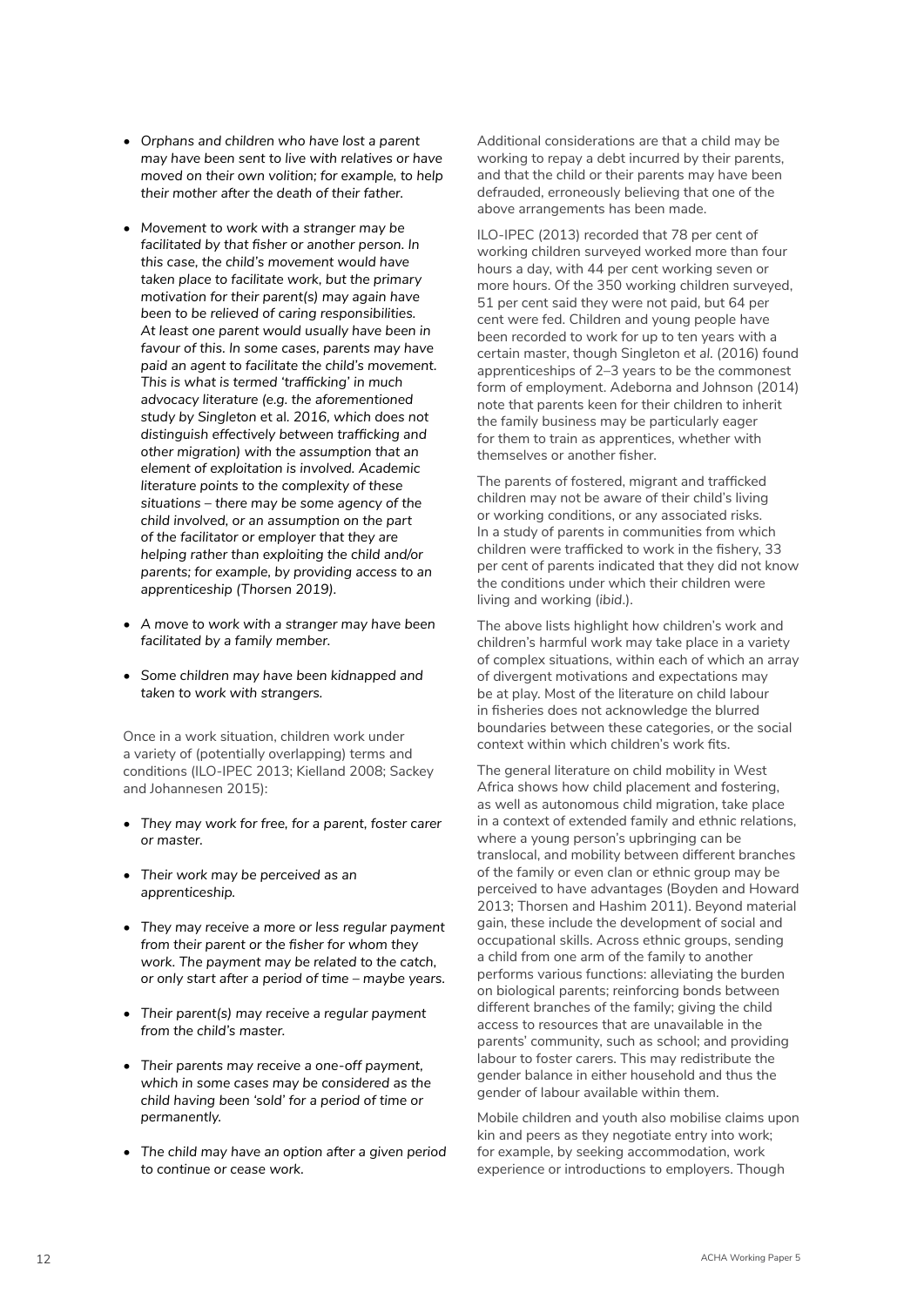- *Orphans and children who have lost a parent may have been sent to live with relatives or have moved on their own volition; for example, to help their mother after the death of their father.*

- *Movement to work with a stranger may be facilitated by that fisher or another person. In this case, the child's movement would have taken place to facilitate work, but the primary motivation for their parent(s) may again have been to be relieved of caring responsibilities. At least one parent would usually have been in favour of this. In some cases, parents may have paid an agent to facilitate the child's movement. This is what is termed 'trafficking' in much advocacy literature (e.g. the aforementioned study by Singleton* et al. *2016, which does not distinguish effectively between trafficking and other migration) with the assumption that an element of exploitation is involved. Academic literature points to the complexity of these situations – there may be some agency of the child involved, or an assumption on the part of the facilitator or employer that they are helping rather than exploiting the child and/or parents; for example, by providing access to an apprenticeship (Thorsen 2019).*

- *A move to work with a stranger may have been facilitated by a family member.*

- *Some children may have been kidnapped and taken to work with strangers.*

Once in a work situation, children work under a variety of (potentially overlapping) terms and conditions (ILO-IPEC 2013; Kielland 2008; Sackey and Johannesen 2015):

- *They may work for free, for a parent, foster carer or master.*

- *Their work may be perceived as an apprenticeship.*

- *They may receive a more or less regular payment from their parent or the fisher for whom they work. The payment may be related to the catch, or only start after a period of time – maybe years.*

- *Their parent(s) may receive a regular payment from the child's master.*

- *Their parents may receive a one-off payment, which in some cases may be considered as the child having been 'sold' for a period of time or permanently.*

- *The child may have an option after a given period to continue or cease work.*

Additional considerations are that a child may be working to repay a debt incurred by their parents, and that the child or their parents may have been defrauded, erroneously believing that one of the above arrangements has been made.

ILO-IPEC (2013) recorded that 78 per cent of working children surveyed worked more than four hours a day, with 44 per cent working seven or more hours. Of the 350 working children surveyed, 51 per cent said they were not paid, but 64 per cent were fed. Children and young people have been recorded to work for up to ten years with a certain master, though Singleton *et al.* (2016) found apprenticeships of 2–3 years to be the commonest form of employment. Adeborna and Johnson (2014) note that parents keen for their children to inherit the family business may be particularly eager for them to train as apprentices, whether with themselves or another fisher.

The parents of fostered, migrant and trafficked children may not be aware of their child's living or working conditions, or any associated risks. In a study of parents in communities from which children were trafficked to work in the fishery, 33 per cent of parents indicated that they did not know the conditions under which their children were living and working (*ibid*.).

The above lists highlight how children's work and children's harmful work may take place in a variety of complex situations, within each of which an array of divergent motivations and expectations may be at play. Most of the literature on child labour in fisheries does not acknowledge the blurred boundaries between these categories, or the social context within which children's work fits.

The general literature on child mobility in West Africa shows how child placement and fostering, as well as autonomous child migration, take place in a context of extended family and ethnic relations, where a young person's upbringing can be translocal, and mobility between different branches of the family or even clan or ethnic group may be perceived to have advantages (Boyden and Howard 2013; Thorsen and Hashim 2011). Beyond material gain, these include the development of social and occupational skills. Across ethnic groups, sending a child from one arm of the family to another performs various functions: alleviating the burden on biological parents; reinforcing bonds between different branches of the family; giving the child access to resources that are unavailable in the parents' community, such as school; and providing labour to foster carers. This may redistribute the gender balance in either household and thus the gender of labour available within them.

Mobile children and youth also mobilise claims upon kin and peers as they negotiate entry into work; for example, by seeking accommodation, work experience or introductions to employers. Though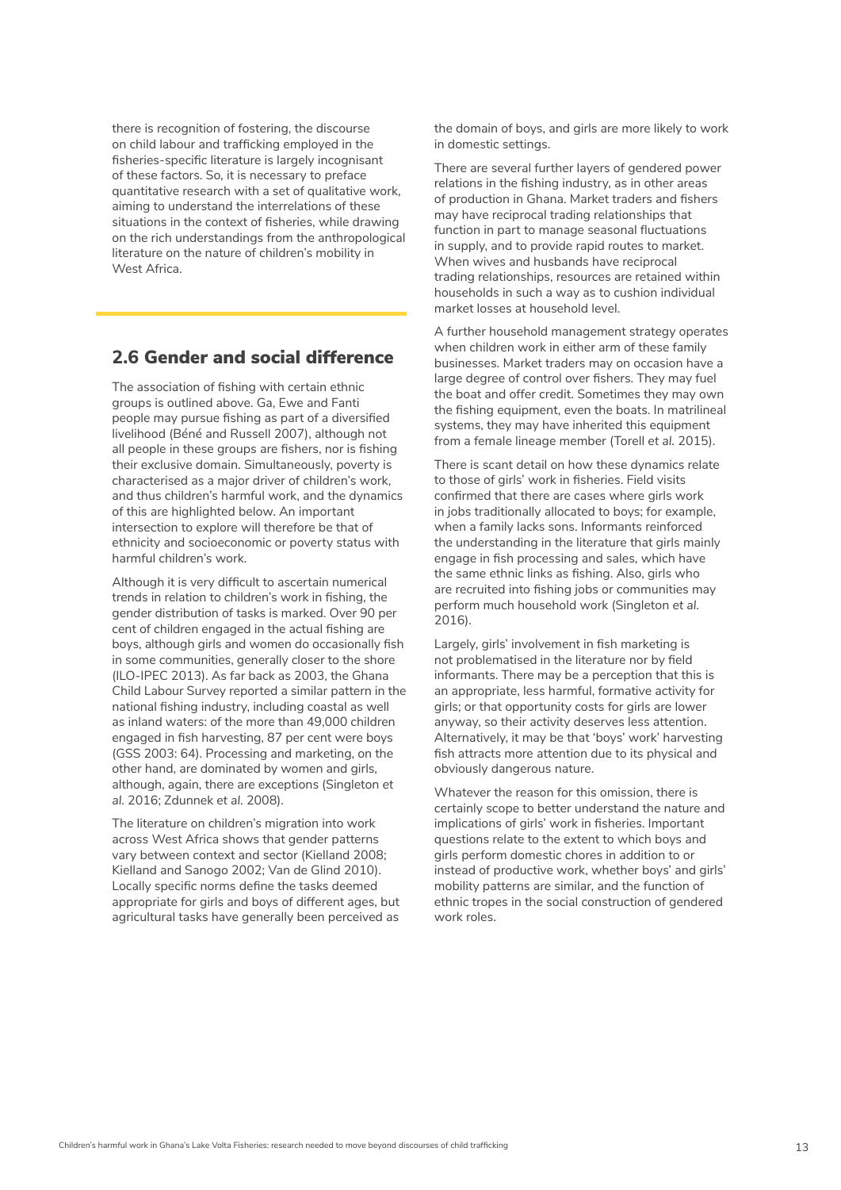there is recognition of fostering, the discourse on child labour and trafficking employed in the fisheries-specific literature is largely incognisant of these factors. So, it is necessary to preface quantitative research with a set of qualitative work, aiming to understand the interrelations of these situations in the context of fisheries, while drawing on the rich understandings from the anthropological literature on the nature of children's mobility in West Africa.

## 2.6 Gender and social difference

The association of fishing with certain ethnic groups is outlined above. Ga, Ewe and Fanti people may pursue fishing as part of a diversified livelihood (Béné and Russell 2007), although not all people in these groups are fishers, nor is fishing their exclusive domain. Simultaneously, poverty is characterised as a major driver of children's work, and thus children's harmful work, and the dynamics of this are highlighted below. An important intersection to explore will therefore be that of ethnicity and socioeconomic or poverty status with harmful children's work.

Although it is very difficult to ascertain numerical trends in relation to children's work in fishing, the gender distribution of tasks is marked. Over 90 per cent of children engaged in the actual fishing are boys, although girls and women do occasionally fish in some communities, generally closer to the shore (ILO-IPEC 2013). As far back as 2003, the Ghana Child Labour Survey reported a similar pattern in the national fishing industry, including coastal as well as inland waters: of the more than 49,000 children engaged in fish harvesting, 87 per cent were boys (GSS 2003: 64). Processing and marketing, on the other hand, are dominated by women and girls, although, again, there are exceptions (Singleton et *al.* 2016; Zdunnek et *al.* 2008).

The literature on children's migration into work across West Africa shows that gender patterns vary between context and sector (Kielland 2008; Kielland and Sanogo 2002; Van de Glind 2010). Locally specific norms define the tasks deemed appropriate for girls and boys of different ages, but agricultural tasks have generally been perceived as the domain of boys, and girls are more likely to work in domestic settings.

There are several further layers of gendered power relations in the fishing industry, as in other areas of production in Ghana. Market traders and fishers may have reciprocal trading relationships that function in part to manage seasonal fluctuations in supply, and to provide rapid routes to market. When wives and husbands have reciprocal trading relationships, resources are retained within households in such a way as to cushion individual market losses at household level.

A further household management strategy operates when children work in either arm of these family businesses. Market traders may on occasion have a large degree of control over fishers. They may fuel the boat and offer credit. Sometimes they may own the fishing equipment, even the boats. In matrilineal systems, they may have inherited this equipment from a female lineage member (Torell et *al.* 2015).

There is scant detail on how these dynamics relate to those of girls' work in fisheries. Field visits confirmed that there are cases where girls work in jobs traditionally allocated to boys; for example, when a family lacks sons. Informants reinforced the understanding in the literature that girls mainly engage in fish processing and sales, which have the same ethnic links as fishing. Also, girls who are recruited into fishing jobs or communities may perform much household work (Singleton et *al.* 2016).

Largely, girls' involvement in fish marketing is not problematised in the literature nor by field informants. There may be a perception that this is an appropriate, less harmful, formative activity for girls; or that opportunity costs for girls are lower anyway, so their activity deserves less attention. Alternatively, it may be that 'boys' work' harvesting fish attracts more attention due to its physical and obviously dangerous nature.

Whatever the reason for this omission, there is certainly scope to better understand the nature and implications of girls' work in fisheries. Important questions relate to the extent to which boys and girls perform domestic chores in addition to or instead of productive work, whether boys' and girls' mobility patterns are similar, and the function of ethnic tropes in the social construction of gendered work roles.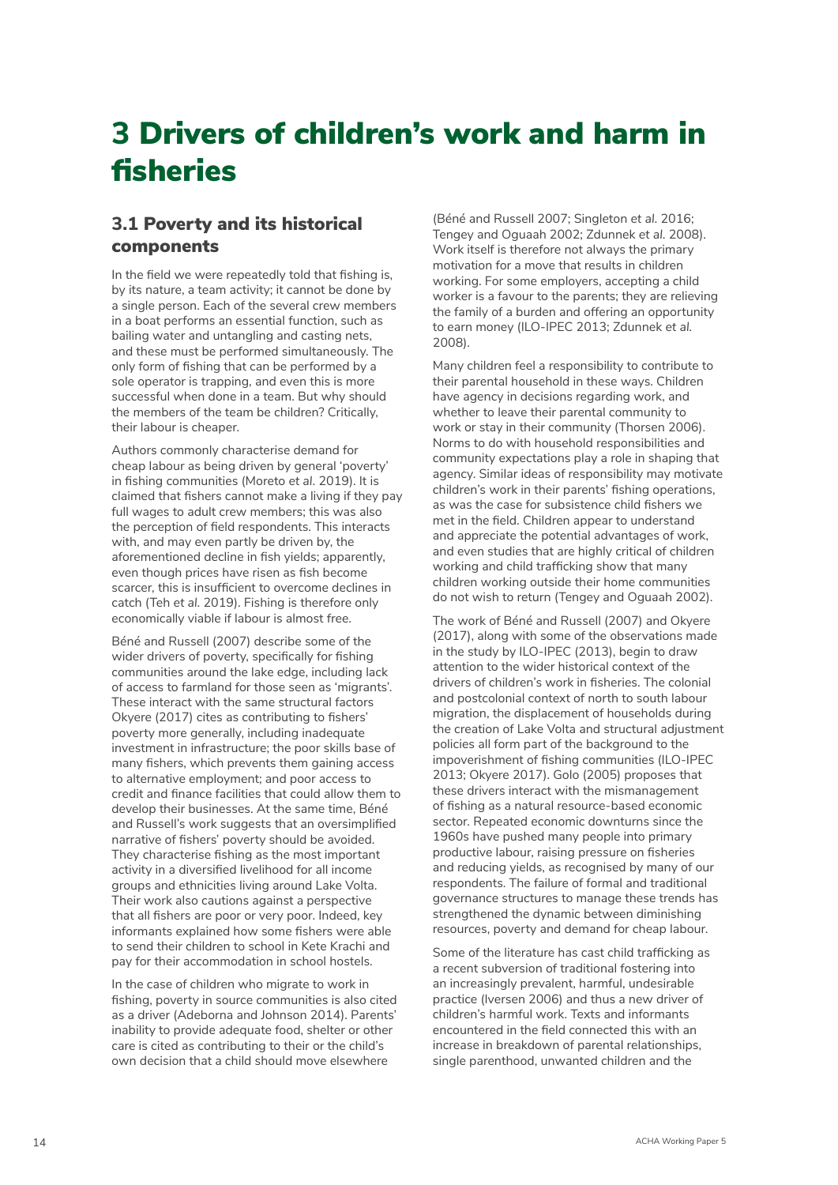# 3 Drivers of children's work and harm in fisheries

## 3.1 Poverty and its historical components

In the field we were repeatedly told that fishing is, by its nature, a team activity; it cannot be done by a single person. Each of the several crew members in a boat performs an essential function, such as bailing water and untangling and casting nets, and these must be performed simultaneously. The only form of fishing that can be performed by a sole operator is trapping, and even this is more successful when done in a team. But why should the members of the team be children? Critically, their labour is cheaper.

Authors commonly characterise demand for cheap labour as being driven by general 'poverty' in fishing communities (Moreto *et al.* 2019). It is claimed that fishers cannot make a living if they pay full wages to adult crew members; this was also the perception of field respondents. This interacts with, and may even partly be driven by, the aforementioned decline in fish yields; apparently, even though prices have risen as fish become scarcer, this is insufficient to overcome declines in catch (Teh *et al.* 2019). Fishing is therefore only economically viable if labour is almost free.

Béné and Russell (2007) describe some of the wider drivers of poverty, specifically for fishing communities around the lake edge, including lack of access to farmland for those seen as 'migrants'. These interact with the same structural factors Okyere (2017) cites as contributing to fishers' poverty more generally, including inadequate investment in infrastructure; the poor skills base of many fishers, which prevents them gaining access to alternative employment; and poor access to credit and finance facilities that could allow them to develop their businesses. At the same time, Béné and Russell's work suggests that an oversimplified narrative of fishers' poverty should be avoided. They characterise fishing as the most important activity in a diversified livelihood for all income groups and ethnicities living around Lake Volta. Their work also cautions against a perspective that all fishers are poor or very poor. Indeed, key informants explained how some fishers were able to send their children to school in Kete Krachi and pay for their accommodation in school hostels.

In the case of children who migrate to work in fishing, poverty in source communities is also cited as a driver (Adeborna and Johnson 2014). Parents' inability to provide adequate food, shelter or other care is cited as contributing to their or the child's own decision that a child should move elsewhere (Béné and Russell 2007; Singleton *et al.* 2016; Tengey and Oguaah 2002; Zdunnek *et al.* 2008). Work itself is therefore not always the primary motivation for a move that results in children working. For some employers, accepting a child worker is a favour to the parents; they are relieving the family of a burden and offering an opportunity to earn money (ILO-IPEC 2013; Zdunnek *et al.* 2008).

Many children feel a responsibility to contribute to their parental household in these ways. Children have agency in decisions regarding work, and whether to leave their parental community to work or stay in their community (Thorsen 2006). Norms to do with household responsibilities and community expectations play a role in shaping that agency. Similar ideas of responsibility may motivate children's work in their parents' fishing operations, as was the case for subsistence child fishers we met in the field. Children appear to understand and appreciate the potential advantages of work, and even studies that are highly critical of children working and child trafficking show that many children working outside their home communities do not wish to return (Tengey and Oguaah 2002).

The work of Béné and Russell (2007) and Okyere (2017), along with some of the observations made in the study by ILO-IPEC (2013), begin to draw attention to the wider historical context of the drivers of children's work in fisheries. The colonial and postcolonial context of north to south labour migration, the displacement of households during the creation of Lake Volta and structural adjustment policies all form part of the background to the impoverishment of fishing communities (ILO-IPEC 2013; Okyere 2017). Golo (2005) proposes that these drivers interact with the mismanagement of fishing as a natural resource-based economic sector. Repeated economic downturns since the 1960s have pushed many people into primary productive labour, raising pressure on fisheries and reducing yields, as recognised by many of our respondents. The failure of formal and traditional governance structures to manage these trends has strengthened the dynamic between diminishing resources, poverty and demand for cheap labour.

Some of the literature has cast child trafficking as a recent subversion of traditional fostering into an increasingly prevalent, harmful, undesirable practice (Iversen 2006) and thus a new driver of children's harmful work. Texts and informants encountered in the field connected this with an increase in breakdown of parental relationships, single parenthood, unwanted children and the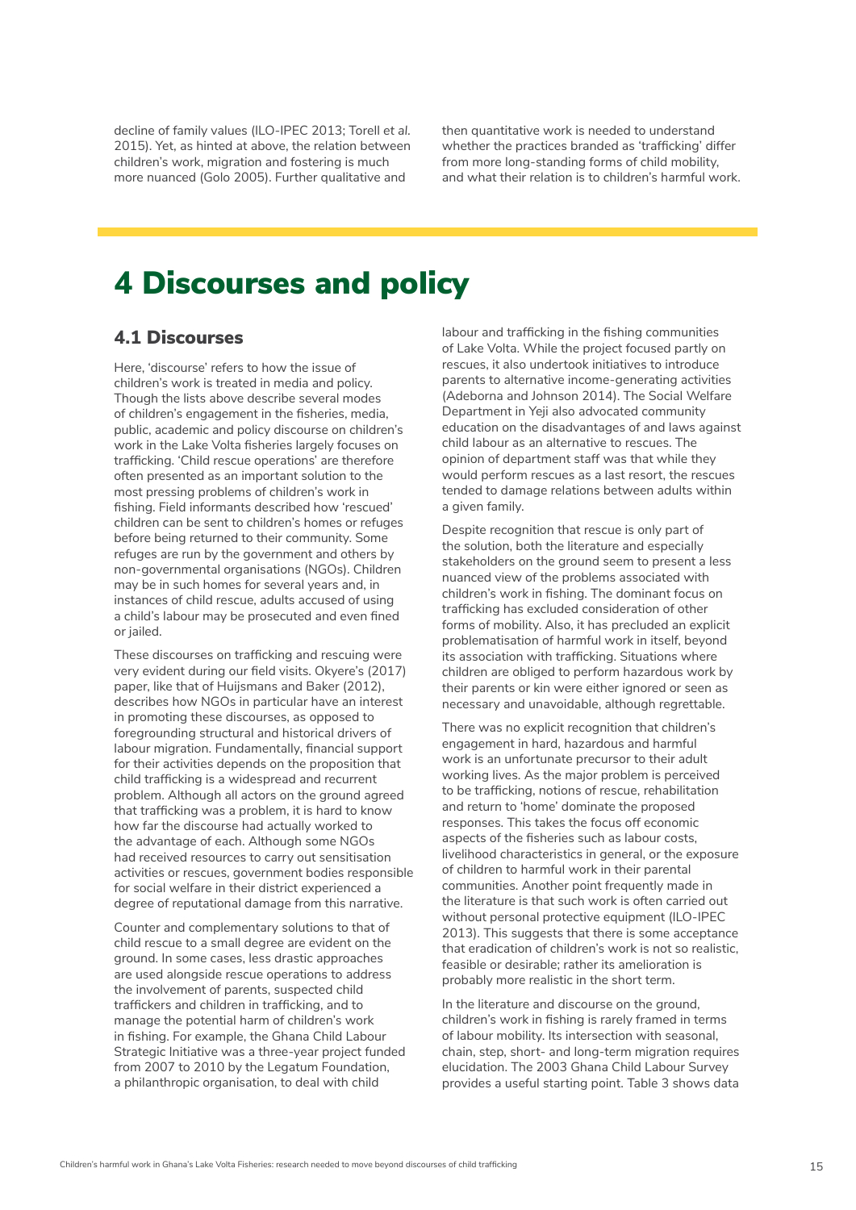decline of family values (ILO-IPEC 2013; Torell et al. 2015). Yet, as hinted at above, the relation between children's work, migration and fostering is much more nuanced (Golo 2005). Further qualitative and then quantitative work is needed to understand whether the practices branded as 'trafficking' differ from more long-standing forms of child mobility, and what their relation is to children's harmful work.

# 4 Discourses and policy

## 4.1 Discourses

Here, 'discourse' refers to how the issue of children's work is treated in media and policy. Though the lists above describe several modes of children's engagement in the fisheries, media, public, academic and policy discourse on children's work in the Lake Volta fisheries largely focuses on trafficking. 'Child rescue operations' are therefore often presented as an important solution to the most pressing problems of children's work in fishing. Field informants described how 'rescued' children can be sent to children's homes or refuges before being returned to their community. Some refuges are run by the government and others by non-governmental organisations (NGOs). Children may be in such homes for several years and, in instances of child rescue, adults accused of using a child's labour may be prosecuted and even fined or jailed.

These discourses on trafficking and rescuing were very evident during our field visits. Okyere's (2017) paper, like that of Huijsmans and Baker (2012), describes how NGOs in particular have an interest in promoting these discourses, as opposed to foregrounding structural and historical drivers of labour migration. Fundamentally, financial support for their activities depends on the proposition that child trafficking is a widespread and recurrent problem. Although all actors on the ground agreed that trafficking was a problem, it is hard to know how far the discourse had actually worked to the advantage of each. Although some NGOs had received resources to carry out sensitisation activities or rescues, government bodies responsible for social welfare in their district experienced a degree of reputational damage from this narrative.

Counter and complementary solutions to that of child rescue to a small degree are evident on the ground. In some cases, less drastic approaches are used alongside rescue operations to address the involvement of parents, suspected child traffickers and children in trafficking, and to manage the potential harm of children's work in fishing. For example, the Ghana Child Labour Strategic Initiative was a three-year project funded from 2007 to 2010 by the Legatum Foundation, a philanthropic organisation, to deal with child labour and trafficking in the fishing communities of Lake Volta. While the project focused partly on rescues, it also undertook initiatives to introduce parents to alternative income-generating activities (Adeborna and Johnson 2014). The Social Welfare Department in Yeji also advocated community education on the disadvantages of and laws against child labour as an alternative to rescues. The opinion of department staff was that while they would perform rescues as a last resort, the rescues tended to damage relations between adults within a given family.

Despite recognition that rescue is only part of the solution, both the literature and especially stakeholders on the ground seem to present a less nuanced view of the problems associated with children's work in fishing. The dominant focus on trafficking has excluded consideration of other forms of mobility. Also, it has precluded an explicit problematisation of harmful work in itself, beyond its association with trafficking. Situations where children are obliged to perform hazardous work by their parents or kin were either ignored or seen as necessary and unavoidable, although regrettable.

There was no explicit recognition that children's engagement in hard, hazardous and harmful work is an unfortunate precursor to their adult working lives. As the major problem is perceived to be trafficking, notions of rescue, rehabilitation and return to 'home' dominate the proposed responses. This takes the focus off economic aspects of the fisheries such as labour costs, livelihood characteristics in general, or the exposure of children to harmful work in their parental communities. Another point frequently made in the literature is that such work is often carried out without personal protective equipment (ILO-IPEC 2013). This suggests that there is some acceptance that eradication of children's work is not so realistic, feasible or desirable; rather its amelioration is probably more realistic in the short term.

In the literature and discourse on the ground, children's work in fishing is rarely framed in terms of labour mobility. Its intersection with seasonal, chain, step, short- and long-term migration requires elucidation. The 2003 Ghana Child Labour Survey provides a useful starting point. Table 3 shows data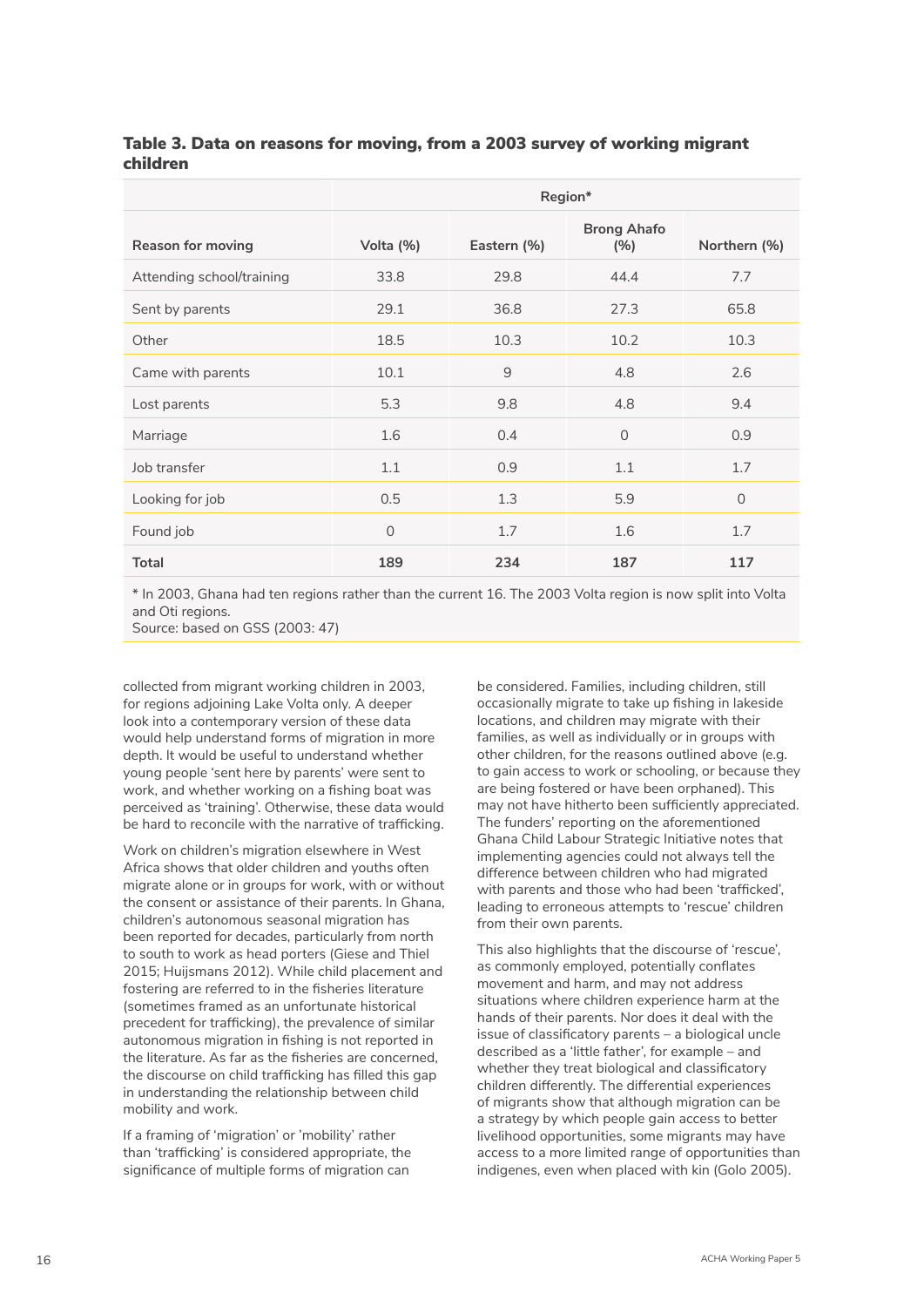**Table 3. Data on reasons for moving, from a 2003 survey of working migrant children**

| | Region* | | | |
|---|---|---|---|---|
| **Reason for moving** | **Volta (%)** | **Eastern (%)** | **Brong Ahafo (%)** | **Northern (%)** |
| Attending school/training | 33.8 | 29.8 | 44.4 | 7.7 |
| Sent by parents | 29.1 | 36.8 | 27.3 | 65.8 |
| Other | 18.5 | 10.3 | 10.2 | 10.3 |
| Came with parents | 10.1 | 9 | 4.8 | 2.6 |
| Lost parents | 5.3 | 9.8 | 4.8 | 9.4 |
| Marriage | 1.6 | 0.4 | 0 | 0.9 |
| Job transfer | 1.1 | 0.9 | 1.1 | 1.7 |
| Looking for job | 0.5 | 1.3 | 5.9 | 0 |
| Found job | 0 | 1.7 | 1.6 | 1.7 |
| **Total** | **189** | **234** | **187** | **117** |

\* In 2003, Ghana had ten regions rather than the current 16. The 2003 Volta region is now split into Volta and Oti regions.
Source: based on GSS (2003: 47)

collected from migrant working children in 2003, for regions adjoining Lake Volta only. A deeper look into a contemporary version of these data would help understand forms of migration in more depth. It would be useful to understand whether young people 'sent here by parents' were sent to work, and whether working on a fishing boat was perceived as 'training'. Otherwise, these data would be hard to reconcile with the narrative of trafficking.

Work on children's migration elsewhere in West Africa shows that older children and youths often migrate alone or in groups for work, with or without the consent or assistance of their parents. In Ghana, children's autonomous seasonal migration has been reported for decades, particularly from north to south to work as head porters (Giese and Thiel 2015; Huijsmans 2012). While child placement and fostering are referred to in the fisheries literature (sometimes framed as an unfortunate historical precedent for trafficking), the prevalence of similar autonomous migration in fishing is not reported in the literature. As far as the fisheries are concerned, the discourse on child trafficking has filled this gap in understanding the relationship between child mobility and work.

If a framing of 'migration' or 'mobility' rather than 'trafficking' is considered appropriate, the significance of multiple forms of migration can be considered. Families, including children, still occasionally migrate to take up fishing in lakeside locations, and children may migrate with their families, as well as individually or in groups with other children, for the reasons outlined above (e.g. to gain access to work or schooling, or because they are being fostered or have been orphaned). This may not have hitherto been sufficiently appreciated. The funders' reporting on the aforementioned Ghana Child Labour Strategic Initiative notes that implementing agencies could not always tell the difference between children who had migrated with parents and those who had been 'trafficked', leading to erroneous attempts to 'rescue' children from their own parents.

This also highlights that the discourse of 'rescue', as commonly employed, potentially conflates movement and harm, and may not address situations where children experience harm at the hands of their parents. Nor does it deal with the issue of classificatory parents – a biological uncle described as a 'little father', for example – and whether they treat biological and classificatory children differently. The differential experiences of migrants show that although migration can be a strategy by which people gain access to better livelihood opportunities, some migrants may have access to a more limited range of opportunities than indigenes, even when placed with kin (Golo 2005).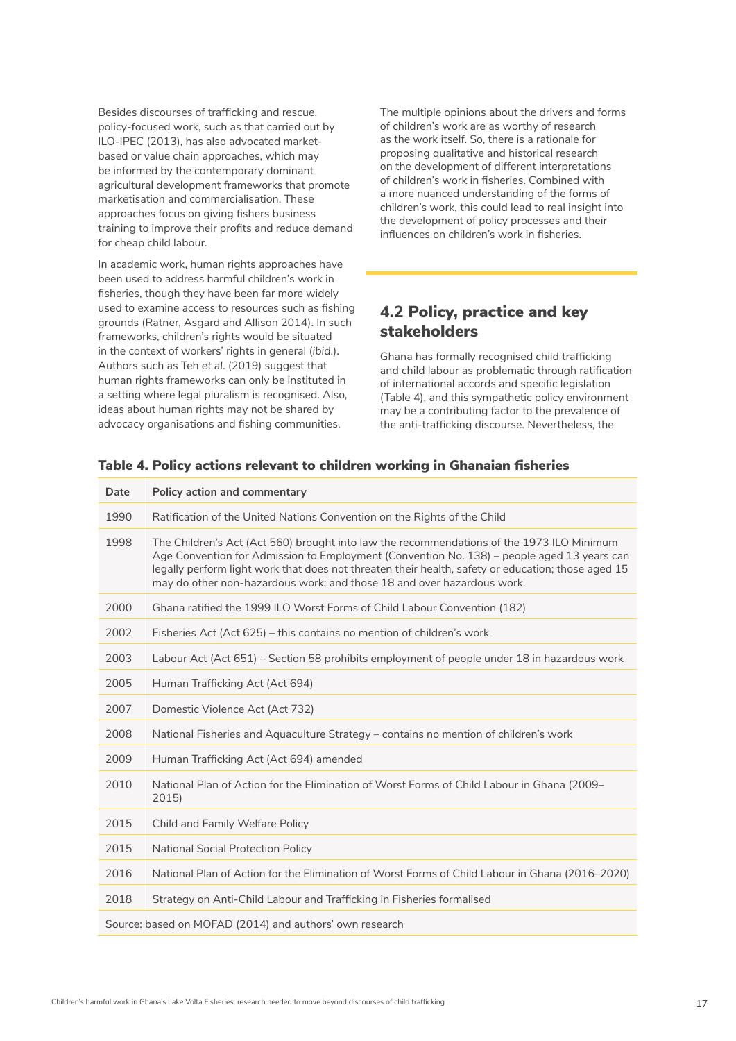Besides discourses of trafficking and rescue, policy-focused work, such as that carried out by ILO-IPEC (2013), has also advocated market-based or value chain approaches, which may be informed by the contemporary dominant agricultural development frameworks that promote marketisation and commercialisation. These approaches focus on giving fishers business training to improve their profits and reduce demand for cheap child labour.

In academic work, human rights approaches have been used to address harmful children's work in fisheries, though they have been far more widely used to examine access to resources such as fishing grounds (Ratner, Asgard and Allison 2014). In such frameworks, children's rights would be situated in the context of workers' rights in general (*ibid.*). Authors such as Teh *et al.* (2019) suggest that human rights frameworks can only be instituted in a setting where legal pluralism is recognised. Also, ideas about human rights may not be shared by advocacy organisations and fishing communities.

The multiple opinions about the drivers and forms of children's work are as worthy of research as the work itself. So, there is a rationale for proposing qualitative and historical research on the development of different interpretations of children's work in fisheries. Combined with a more nuanced understanding of the forms of children's work, this could lead to real insight into the development of policy processes and their influences on children's work in fisheries.

## 4.2 Policy, practice and key stakeholders

Ghana has formally recognised child trafficking and child labour as problematic through ratification of international accords and specific legislation (Table 4), and this sympathetic policy environment may be a contributing factor to the prevalence of the anti-trafficking discourse. Nevertheless, the

**Table 4. Policy actions relevant to children working in Ghanaian fisheries**

| Date | Policy action and commentary |
|---|---|
| 1990 | Ratification of the United Nations Convention on the Rights of the Child |
| 1998 | The Children's Act (Act 560) brought into law the recommendations of the 1973 ILO Minimum Age Convention for Admission to Employment (Convention No. 138) – people aged 13 years can legally perform light work that does not threaten their health, safety or education; those aged 15 may do other non-hazardous work; and those 18 and over hazardous work. |
| 2000 | Ghana ratified the 1999 ILO Worst Forms of Child Labour Convention (182) |
| 2002 | Fisheries Act (Act 625) – this contains no mention of children's work |
| 2003 | Labour Act (Act 651) – Section 58 prohibits employment of people under 18 in hazardous work |
| 2005 | Human Trafficking Act (Act 694) |
| 2007 | Domestic Violence Act (Act 732) |
| 2008 | National Fisheries and Aquaculture Strategy – contains no mention of children's work |
| 2009 | Human Trafficking Act (Act 694) amended |
| 2010 | National Plan of Action for the Elimination of Worst Forms of Child Labour in Ghana (2009–2015) |
| 2015 | Child and Family Welfare Policy |
| 2015 | National Social Protection Policy |
| 2016 | National Plan of Action for the Elimination of Worst Forms of Child Labour in Ghana (2016–2020) |
| 2018 | Strategy on Anti-Child Labour and Trafficking in Fisheries formalised |

Source: based on MOFAD (2014) and authors' own research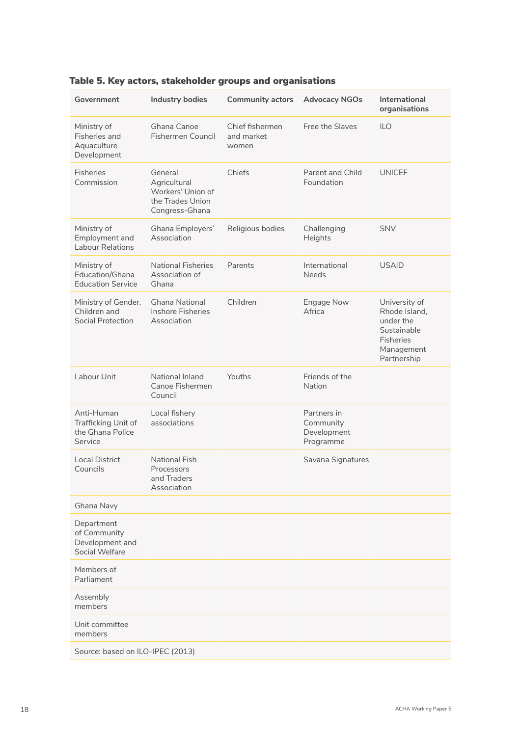**Table 5. Key actors, stakeholder groups and organisations**

| Government | Industry bodies | Community actors | Advocacy NGOs | International organisations |
|---|---|---|---|---|
| Ministry of Fisheries and Aquaculture Development | Ghana Canoe Fishermen Council | Chief fishermen and market women | Free the Slaves | ILO |
| Fisheries Commission | General Agricultural Workers' Union of the Trades Union Congress-Ghana | Chiefs | Parent and Child Foundation | UNICEF |
| Ministry of Employment and Labour Relations | Ghana Employers' Association | Religious bodies | Challenging Heights | SNV |
| Ministry of Education/Ghana Education Service | National Fisheries Association of Ghana | Parents | International Needs | USAID |
| Ministry of Gender, Children and Social Protection | Ghana National Inshore Fisheries Association | Children | Engage Now Africa | University of Rhode Island, under the Sustainable Fisheries Management Partnership |
| Labour Unit | National Inland Canoe Fishermen Council | Youths | Friends of the Nation | |
| Anti-Human Trafficking Unit of the Ghana Police Service | Local fishery associations | | Partners in Community Development Programme | |
| Local District Councils | National Fish Processors and Traders Association | | Savana Signatures | |
| Ghana Navy | | | | |
| Department of Community Development and Social Welfare | | | | |
| Members of Parliament | | | | |
| Assembly members | | | | |
| Unit committee members | | | | |

Source: based on ILO-IPEC (2013)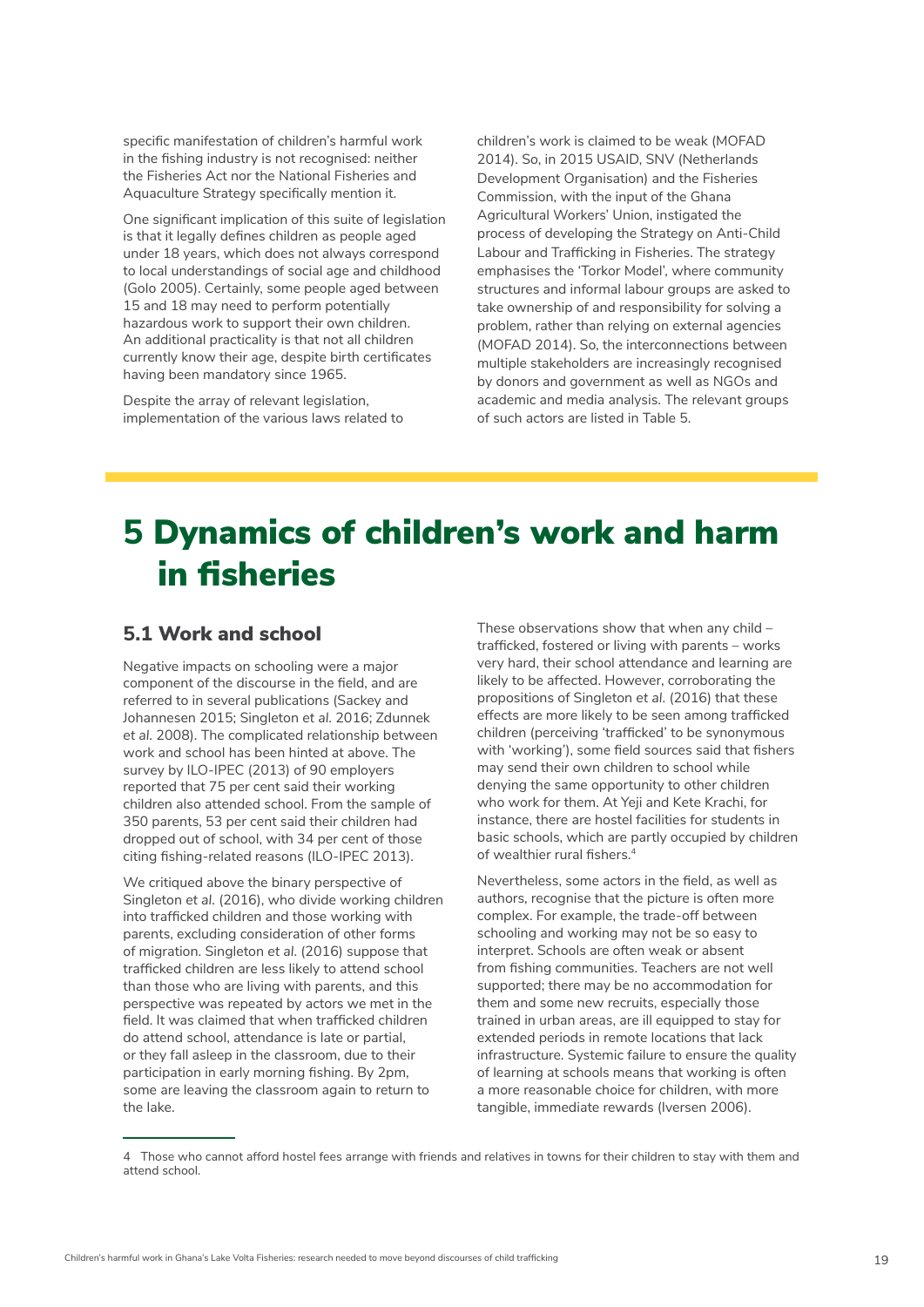specific manifestation of children's harmful work in the fishing industry is not recognised: neither the Fisheries Act nor the National Fisheries and Aquaculture Strategy specifically mention it.

One significant implication of this suite of legislation is that it legally defines children as people aged under 18 years, which does not always correspond to local understandings of social age and childhood (Golo 2005). Certainly, some people aged between 15 and 18 may need to perform potentially hazardous work to support their own children. An additional practicality is that not all children currently know their age, despite birth certificates having been mandatory since 1965.

Despite the array of relevant legislation, implementation of the various laws related to children's work is claimed to be weak (MOFAD 2014). So, in 2015 USAID, SNV (Netherlands Development Organisation) and the Fisheries Commission, with the input of the Ghana Agricultural Workers' Union, instigated the process of developing the Strategy on Anti-Child Labour and Trafficking in Fisheries. The strategy emphasises the 'Torkor Model', where community structures and informal labour groups are asked to take ownership of and responsibility for solving a problem, rather than relying on external agencies (MOFAD 2014). So, the interconnections between multiple stakeholders are increasingly recognised by donors and government as well as NGOs and academic and media analysis. The relevant groups of such actors are listed in Table 5.

# 5 Dynamics of children's work and harm in fisheries

## 5.1 Work and school

Negative impacts on schooling were a major component of the discourse in the field, and are referred to in several publications (Sackey and Johannesen 2015; Singleton *et al.* 2016; Zdunnek *et al.* 2008). The complicated relationship between work and school has been hinted at above. The survey by ILO-IPEC (2013) of 90 employers reported that 75 per cent said their working children also attended school. From the sample of 350 parents, 53 per cent said their children had dropped out of school, with 34 per cent of those citing fishing-related reasons (ILO-IPEC 2013).

We critiqued above the binary perspective of Singleton *et al.* (2016), who divide working children into trafficked children and those working with parents, excluding consideration of other forms of migration. Singleton *et al.* (2016) suppose that trafficked children are less likely to attend school than those who are living with parents, and this perspective was repeated by actors we met in the field. It was claimed that when trafficked children do attend school, attendance is late or partial, or they fall asleep in the classroom, due to their participation in early morning fishing. By 2pm, some are leaving the classroom again to return to the lake.

These observations show that when any child – trafficked, fostered or living with parents – works very hard, their school attendance and learning are likely to be affected. However, corroborating the propositions of Singleton *et al.* (2016) that these effects are more likely to be seen among trafficked children (perceiving 'trafficked' to be synonymous with 'working'), some field sources said that fishers may send their own children to school while denying the same opportunity to other children who work for them. At Yeji and Kete Krachi, for instance, there are hostel facilities for students in basic schools, which are partly occupied by children of wealthier rural fishers.[4]

Nevertheless, some actors in the field, as well as authors, recognise that the picture is often more complex. For example, the trade-off between schooling and working may not be so easy to interpret. Schools are often weak or absent from fishing communities. Teachers are not well supported; there may be no accommodation for them and some new recruits, especially those trained in urban areas, are ill equipped to stay for extended periods in remote locations that lack infrastructure. Systemic failure to ensure the quality of learning at schools means that working is often a more reasonable choice for children, with more tangible, immediate rewards (Iversen 2006).

4 Those who cannot afford hostel fees arrange with friends and relatives in towns for their children to stay with them and attend school.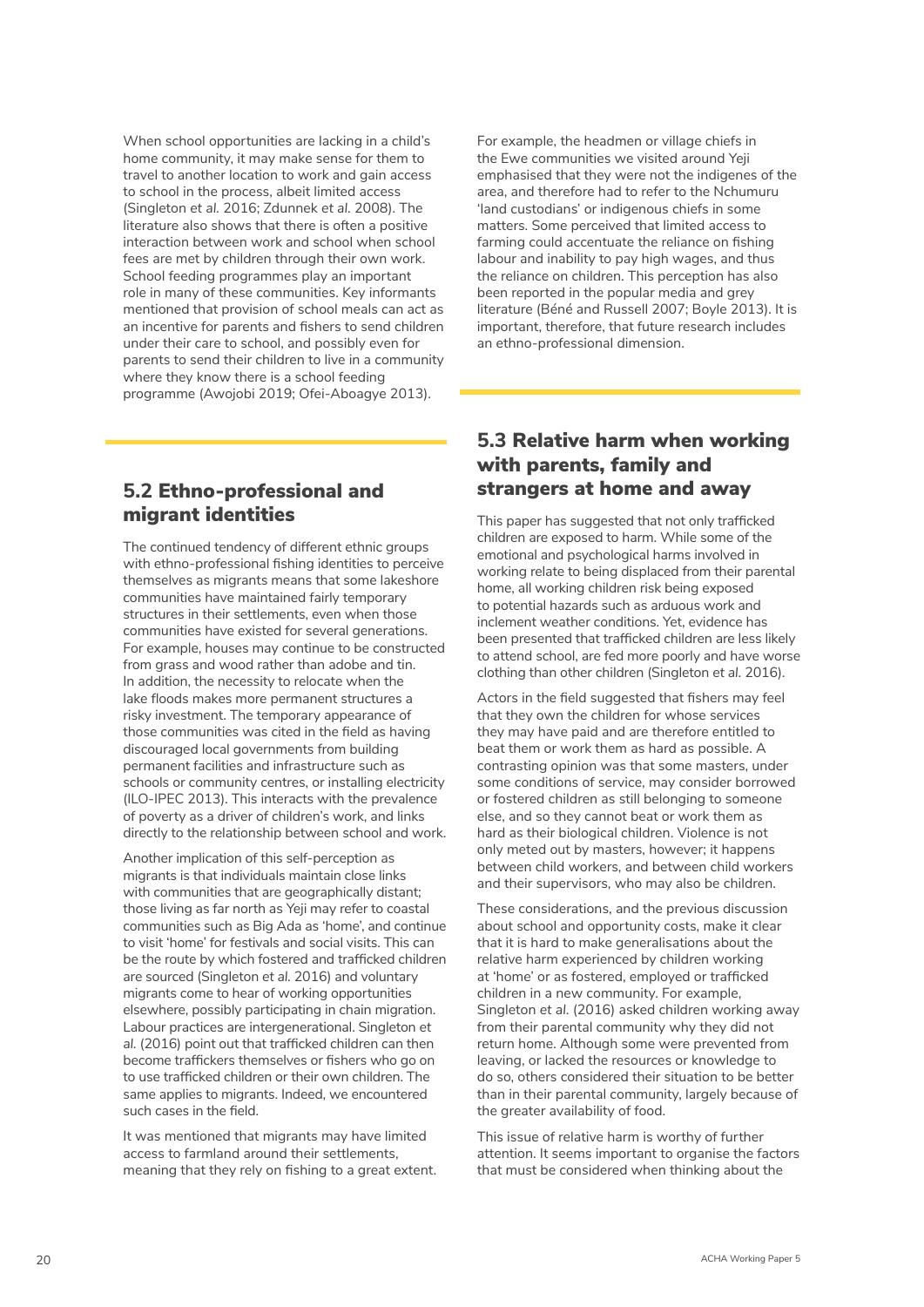When school opportunities are lacking in a child's home community, it may make sense for them to travel to another location to work and gain access to school in the process, albeit limited access (Singleton *et al.* 2016; Zdunnek *et al.* 2008). The literature also shows that there is often a positive interaction between work and school when school fees are met by children through their own work. School feeding programmes play an important role in many of these communities. Key informants mentioned that provision of school meals can act as an incentive for parents and fishers to send children under their care to school, and possibly even for parents to send their children to live in a community where they know there is a school feeding programme (Awojobi 2019; Ofei-Aboagye 2013).

## 5.2 Ethno-professional and migrant identities

The continued tendency of different ethnic groups with ethno-professional fishing identities to perceive themselves as migrants means that some lakeshore communities have maintained fairly temporary structures in their settlements, even when those communities have existed for several generations. For example, houses may continue to be constructed from grass and wood rather than adobe and tin. In addition, the necessity to relocate when the lake floods makes more permanent structures a risky investment. The temporary appearance of those communities was cited in the field as having discouraged local governments from building permanent facilities and infrastructure such as schools or community centres, or installing electricity (ILO-IPEC 2013). This interacts with the prevalence of poverty as a driver of children's work, and links directly to the relationship between school and work.

Another implication of this self-perception as migrants is that individuals maintain close links with communities that are geographically distant; those living as far north as Yeji may refer to coastal communities such as Big Ada as 'home', and continue to visit 'home' for festivals and social visits. This can be the route by which fostered and trafficked children are sourced (Singleton *et al.* 2016) and voluntary migrants come to hear of working opportunities elsewhere, possibly participating in chain migration. Labour practices are intergenerational. Singleton *et al.* (2016) point out that trafficked children can then become traffickers themselves or fishers who go on to use trafficked children or their own children. The same applies to migrants. Indeed, we encountered such cases in the field.

It was mentioned that migrants may have limited access to farmland around their settlements, meaning that they rely on fishing to a great extent. For example, the headmen or village chiefs in the Ewe communities we visited around Yeji emphasised that they were not the indigenes of the area, and therefore had to refer to the Nchumuru 'land custodians' or indigenous chiefs in some matters. Some perceived that limited access to farming could accentuate the reliance on fishing labour and inability to pay high wages, and thus the reliance on children. This perception has also been reported in the popular media and grey literature (Béné and Russell 2007; Boyle 2013). It is important, therefore, that future research includes an ethno-professional dimension.

## 5.3 Relative harm when working with parents, family and strangers at home and away

This paper has suggested that not only trafficked children are exposed to harm. While some of the emotional and psychological harms involved in working relate to being displaced from their parental home, all working children risk being exposed to potential hazards such as arduous work and inclement weather conditions. Yet, evidence has been presented that trafficked children are less likely to attend school, are fed more poorly and have worse clothing than other children (Singleton *et al.* 2016).

Actors in the field suggested that fishers may feel that they own the children for whose services they may have paid and are therefore entitled to beat them or work them as hard as possible. A contrasting opinion was that some masters, under some conditions of service, may consider borrowed or fostered children as still belonging to someone else, and so they cannot beat or work them as hard as their biological children. Violence is not only meted out by masters, however; it happens between child workers, and between child workers and their supervisors, who may also be children.

These considerations, and the previous discussion about school and opportunity costs, make it clear that it is hard to make generalisations about the relative harm experienced by children working at 'home' or as fostered, employed or trafficked children in a new community. For example, Singleton *et al.* (2016) asked children working away from their parental community why they did not return home. Although some were prevented from leaving, or lacked the resources or knowledge to do so, others considered their situation to be better than in their parental community, largely because of the greater availability of food.

This issue of relative harm is worthy of further attention. It seems important to organise the factors that must be considered when thinking about the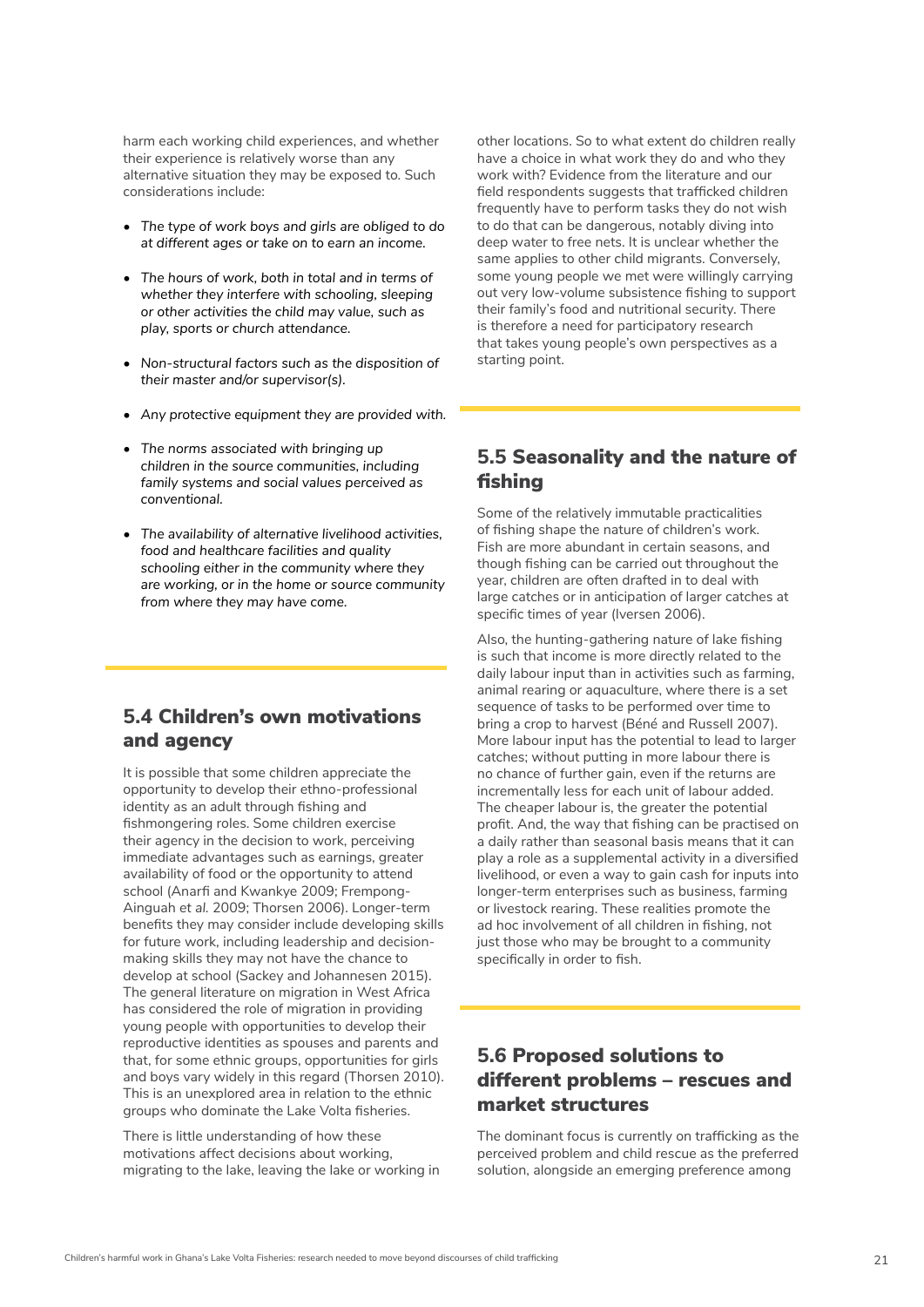harm each working child experiences, and whether their experience is relatively worse than any alternative situation they may be exposed to. Such considerations include:

- *The type of work boys and girls are obliged to do at different ages or take on to earn an income.*
- *The hours of work, both in total and in terms of whether they interfere with schooling, sleeping or other activities the child may value, such as play, sports or church attendance.*
- *Non-structural factors such as the disposition of their master and/or supervisor(s).*
- *Any protective equipment they are provided with.*
- *The norms associated with bringing up children in the source communities, including family systems and social values perceived as conventional.*
- *The availability of alternative livelihood activities, food and healthcare facilities and quality schooling either in the community where they are working, or in the home or source community from where they may have come.*

## 5.4 Children's own motivations and agency

It is possible that some children appreciate the opportunity to develop their ethno-professional identity as an adult through fishing and fishmongering roles. Some children exercise their agency in the decision to work, perceiving immediate advantages such as earnings, greater availability of food or the opportunity to attend school (Anarfi and Kwankye 2009; Frempong-Ainguah *et al.* 2009; Thorsen 2006). Longer-term benefits they may consider include developing skills for future work, including leadership and decision-making skills they may not have the chance to develop at school (Sackey and Johannesen 2015). The general literature on migration in West Africa has considered the role of migration in providing young people with opportunities to develop their reproductive identities as spouses and parents and that, for some ethnic groups, opportunities for girls and boys vary widely in this regard (Thorsen 2010). This is an unexplored area in relation to the ethnic groups who dominate the Lake Volta fisheries.

There is little understanding of how these motivations affect decisions about working, migrating to the lake, leaving the lake or working in other locations. So to what extent do children really have a choice in what work they do and who they work with? Evidence from the literature and our field respondents suggests that trafficked children frequently have to perform tasks they do not wish to do that can be dangerous, notably diving into deep water to free nets. It is unclear whether the same applies to other child migrants. Conversely, some young people we met were willingly carrying out very low-volume subsistence fishing to support their family's food and nutritional security. There is therefore a need for participatory research that takes young people's own perspectives as a starting point.

## 5.5 Seasonality and the nature of fishing

Some of the relatively immutable practicalities of fishing shape the nature of children's work. Fish are more abundant in certain seasons, and though fishing can be carried out throughout the year, children are often drafted in to deal with large catches or in anticipation of larger catches at specific times of year (Iversen 2006).

Also, the hunting-gathering nature of lake fishing is such that income is more directly related to the daily labour input than in activities such as farming, animal rearing or aquaculture, where there is a set sequence of tasks to be performed over time to bring a crop to harvest (Béné and Russell 2007). More labour input has the potential to lead to larger catches; without putting in more labour there is no chance of further gain, even if the returns are incrementally less for each unit of labour added. The cheaper labour is, the greater the potential profit. And, the way that fishing can be practised on a daily rather than seasonal basis means that it can play a role as a supplemental activity in a diversified livelihood, or even a way to gain cash for inputs into longer-term enterprises such as business, farming or livestock rearing. These realities promote the ad hoc involvement of all children in fishing, not just those who may be brought to a community specifically in order to fish.

## 5.6 Proposed solutions to different problems – rescues and market structures

The dominant focus is currently on trafficking as the perceived problem and child rescue as the preferred solution, alongside an emerging preference among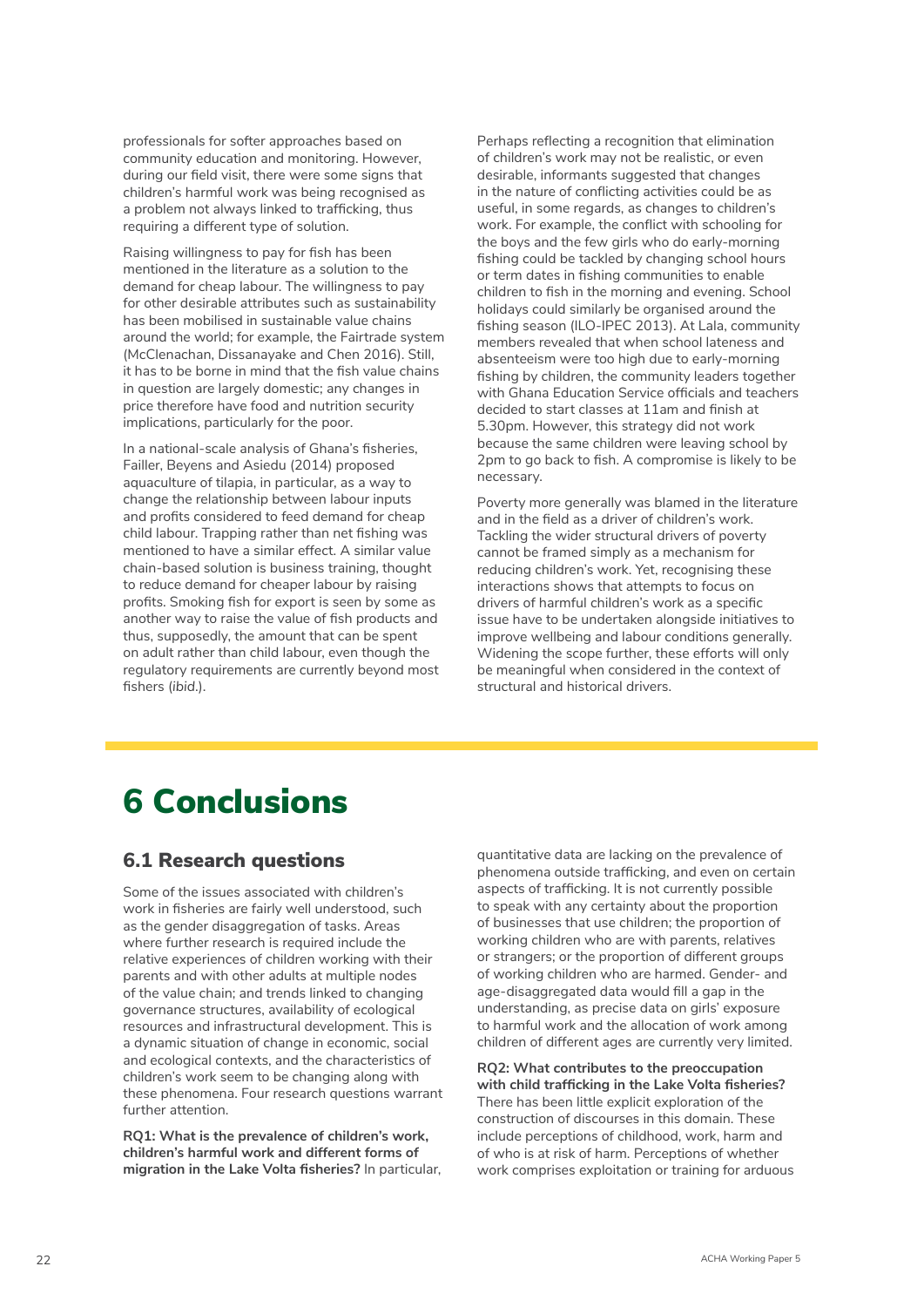professionals for softer approaches based on community education and monitoring. However, during our field visit, there were some signs that children's harmful work was being recognised as a problem not always linked to trafficking, thus requiring a different type of solution.

Raising willingness to pay for fish has been mentioned in the literature as a solution to the demand for cheap labour. The willingness to pay for other desirable attributes such as sustainability has been mobilised in sustainable value chains around the world; for example, the Fairtrade system (McClenachan, Dissanayake and Chen 2016). Still, it has to be borne in mind that the fish value chains in question are largely domestic; any changes in price therefore have food and nutrition security implications, particularly for the poor.

In a national-scale analysis of Ghana's fisheries, Failler, Beyens and Asiedu (2014) proposed aquaculture of tilapia, in particular, as a way to change the relationship between labour inputs and profits considered to feed demand for cheap child labour. Trapping rather than net fishing was mentioned to have a similar effect. A similar value chain-based solution is business training, thought to reduce demand for cheaper labour by raising profits. Smoking fish for export is seen by some as another way to raise the value of fish products and thus, supposedly, the amount that can be spent on adult rather than child labour, even though the regulatory requirements are currently beyond most fishers (*ibid.*).

Perhaps reflecting a recognition that elimination of children's work may not be realistic, or even desirable, informants suggested that changes in the nature of conflicting activities could be as useful, in some regards, as changes to children's work. For example, the conflict with schooling for the boys and the few girls who do early-morning fishing could be tackled by changing school hours or term dates in fishing communities to enable children to fish in the morning and evening. School holidays could similarly be organised around the fishing season (ILO-IPEC 2013). At Lala, community members revealed that when school lateness and absenteeism were too high due to early-morning fishing by children, the community leaders together with Ghana Education Service officials and teachers decided to start classes at 11am and finish at 5.30pm. However, this strategy did not work because the same children were leaving school by 2pm to go back to fish. A compromise is likely to be necessary.

Poverty more generally was blamed in the literature and in the field as a driver of children's work. Tackling the wider structural drivers of poverty cannot be framed simply as a mechanism for reducing children's work. Yet, recognising these interactions shows that attempts to focus on drivers of harmful children's work as a specific issue have to be undertaken alongside initiatives to improve wellbeing and labour conditions generally. Widening the scope further, these efforts will only be meaningful when considered in the context of structural and historical drivers.

# 6 Conclusions

## 6.1 Research questions

Some of the issues associated with children's work in fisheries are fairly well understood, such as the gender disaggregation of tasks. Areas where further research is required include the relative experiences of children working with their parents and with other adults at multiple nodes of the value chain; and trends linked to changing governance structures, availability of ecological resources and infrastructural development. This is a dynamic situation of change in economic, social and ecological contexts, and the characteristics of children's work seem to be changing along with these phenomena. Four research questions warrant further attention.

**RQ1: What is the prevalence of children's work, children's harmful work and different forms of migration in the Lake Volta fisheries?** In particular, quantitative data are lacking on the prevalence of phenomena outside trafficking, and even on certain aspects of trafficking. It is not currently possible to speak with any certainty about the proportion of businesses that use children; the proportion of working children who are with parents, relatives or strangers; or the proportion of different groups of working children who are harmed. Gender- and age-disaggregated data would fill a gap in the understanding, as precise data on girls' exposure to harmful work and the allocation of work among children of different ages are currently very limited.

**RQ2: What contributes to the preoccupation with child trafficking in the Lake Volta fisheries?** There has been little explicit exploration of the construction of discourses in this domain. These include perceptions of childhood, work, harm and of who is at risk of harm. Perceptions of whether work comprises exploitation or training for arduous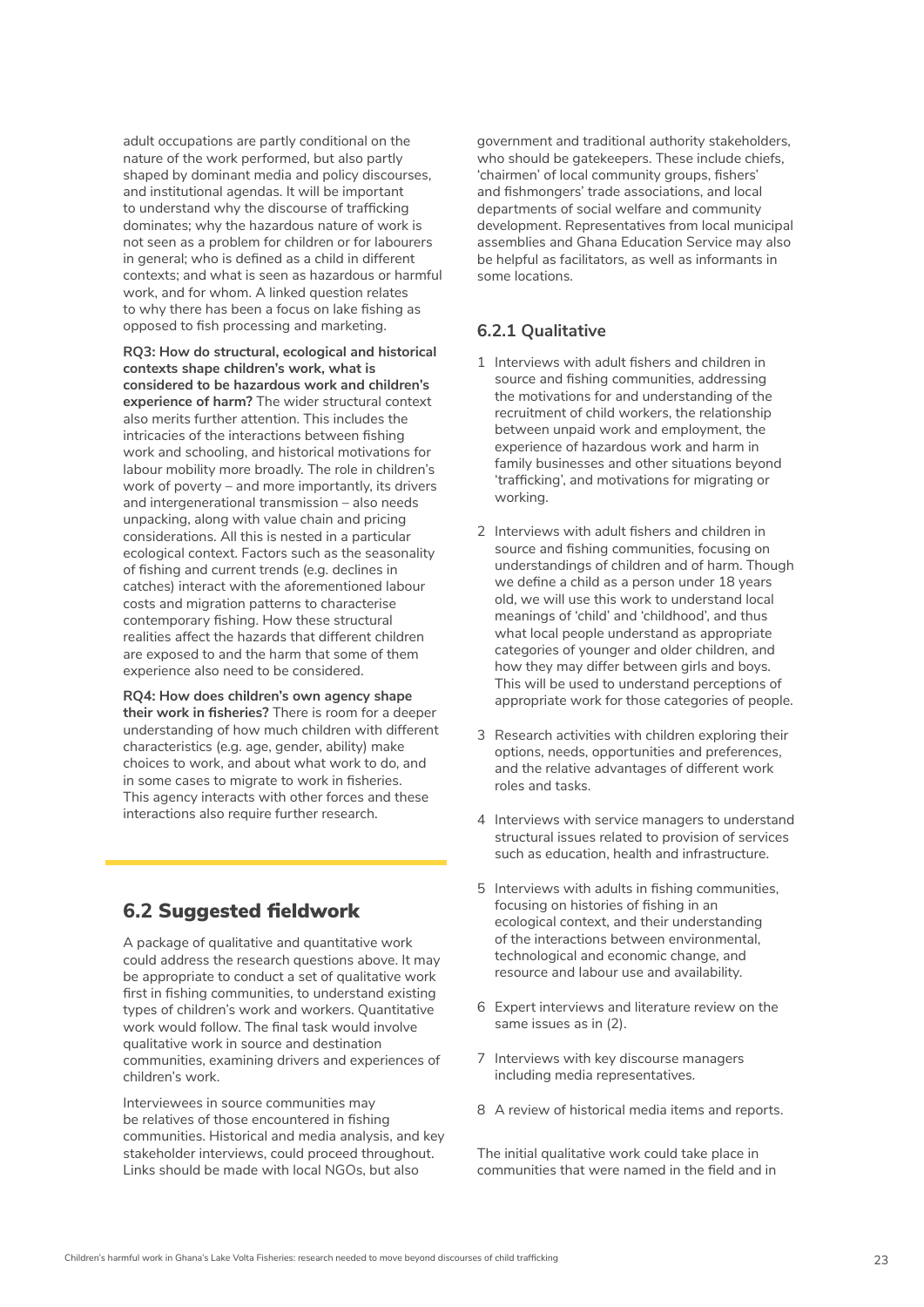adult occupations are partly conditional on the nature of the work performed, but also partly shaped by dominant media and policy discourses, and institutional agendas. It will be important to understand why the discourse of trafficking dominates; why the hazardous nature of work is not seen as a problem for children or for labourers in general; who is defined as a child in different contexts; and what is seen as hazardous or harmful work, and for whom. A linked question relates to why there has been a focus on lake fishing as opposed to fish processing and marketing.

**RQ3: How do structural, ecological and historical contexts shape children's work, what is considered to be hazardous work and children's experience of harm?** The wider structural context also merits further attention. This includes the intricacies of the interactions between fishing work and schooling, and historical motivations for labour mobility more broadly. The role in children's work of poverty – and more importantly, its drivers and intergenerational transmission – also needs unpacking, along with value chain and pricing considerations. All this is nested in a particular ecological context. Factors such as the seasonality of fishing and current trends (e.g. declines in catches) interact with the aforementioned labour costs and migration patterns to characterise contemporary fishing. How these structural realities affect the hazards that different children are exposed to and the harm that some of them experience also need to be considered.

**RQ4: How does children's own agency shape their work in fisheries?** There is room for a deeper understanding of how much children with different characteristics (e.g. age, gender, ability) make choices to work, and about what work to do, and in some cases to migrate to work in fisheries. This agency interacts with other forces and these interactions also require further research.

## 6.2 Suggested fieldwork

A package of qualitative and quantitative work could address the research questions above. It may be appropriate to conduct a set of qualitative work first in fishing communities, to understand existing types of children's work and workers. Quantitative work would follow. The final task would involve qualitative work in source and destination communities, examining drivers and experiences of children's work.

Interviewees in source communities may be relatives of those encountered in fishing communities. Historical and media analysis, and key stakeholder interviews, could proceed throughout. Links should be made with local NGOs, but also government and traditional authority stakeholders, who should be gatekeepers. These include chiefs, 'chairmen' of local community groups, fishers' and fishmongers' trade associations, and local departments of social welfare and community development. Representatives from local municipal assemblies and Ghana Education Service may also be helpful as facilitators, as well as informants in some locations.

### 6.2.1 Qualitative

1. Interviews with adult fishers and children in source and fishing communities, addressing the motivations for and understanding of the recruitment of child workers, the relationship between unpaid work and employment, the experience of hazardous work and harm in family businesses and other situations beyond 'trafficking', and motivations for migrating or working.
2. Interviews with adult fishers and children in source and fishing communities, focusing on understandings of children and of harm. Though we define a child as a person under 18 years old, we will use this work to understand local meanings of 'child' and 'childhood', and thus what local people understand as appropriate categories of younger and older children, and how they may differ between girls and boys. This will be used to understand perceptions of appropriate work for those categories of people.
3. Research activities with children exploring their options, needs, opportunities and preferences, and the relative advantages of different work roles and tasks.
4. Interviews with service managers to understand structural issues related to provision of services such as education, health and infrastructure.
5. Interviews with adults in fishing communities, focusing on histories of fishing in an ecological context, and their understanding of the interactions between environmental, technological and economic change, and resource and labour use and availability.
6. Expert interviews and literature review on the same issues as in (2).
7. Interviews with key discourse managers including media representatives.
8. A review of historical media items and reports.

The initial qualitative work could take place in communities that were named in the field and in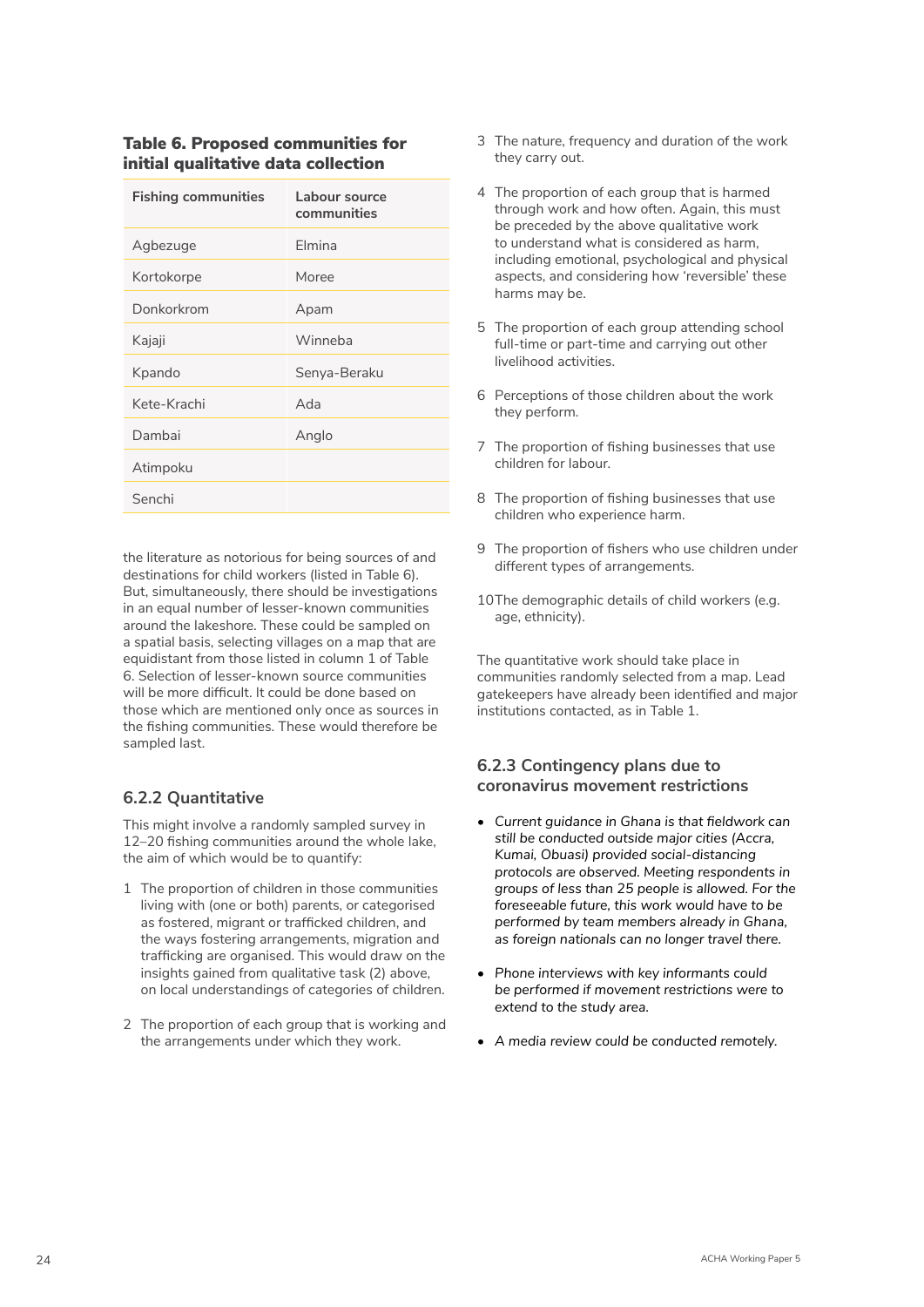**Table 6. Proposed communities for initial qualitative data collection**

| Fishing communities | Labour source communities |
|---|---|
| Agbezuge | Elmina |
| Kortokorpe | Moree |
| Donkorkrom | Apam |
| Kajaji | Winneba |
| Kpando | Senya-Beraku |
| Kete-Krachi | Ada |
| Dambai | Anglo |
| Atimpoku | |
| Senchi | |

the literature as notorious for being sources of and destinations for child workers (listed in Table 6). But, simultaneously, there should be investigations in an equal number of lesser-known communities around the lakeshore. These could be sampled on a spatial basis, selecting villages on a map that are equidistant from those listed in column 1 of Table 6. Selection of lesser-known source communities will be more difficult. It could be done based on those which are mentioned only once as sources in the fishing communities. These would therefore be sampled last.

### 6.2.2 Quantitative

This might involve a randomly sampled survey in 12–20 fishing communities around the whole lake, the aim of which would be to quantify:

1. The proportion of children in those communities living with (one or both) parents, or categorised as fostered, migrant or trafficked children, and the ways fostering arrangements, migration and trafficking are organised. This would draw on the insights gained from qualitative task (2) above, on local understandings of categories of children.
2. The proportion of each group that is working and the arrangements under which they work.
3. The nature, frequency and duration of the work they carry out.
4. The proportion of each group that is harmed through work and how often. Again, this must be preceded by the above qualitative work to understand what is considered as harm, including emotional, psychological and physical aspects, and considering how 'reversible' these harms may be.
5. The proportion of each group attending school full-time or part-time and carrying out other livelihood activities.
6. Perceptions of those children about the work they perform.
7. The proportion of fishing businesses that use children for labour.
8. The proportion of fishing businesses that use children who experience harm.
9. The proportion of fishers who use children under different types of arrangements.
10. The demographic details of child workers (e.g. age, ethnicity).

The quantitative work should take place in communities randomly selected from a map. Lead gatekeepers have already been identified and major institutions contacted, as in Table 1.

### 6.2.3 Contingency plans due to coronavirus movement restrictions

- *Current guidance in Ghana is that fieldwork can still be conducted outside major cities (Accra, Kumai, Obuasi) provided social-distancing protocols are observed. Meeting respondents in groups of less than 25 people is allowed. For the foreseeable future, this work would have to be performed by team members already in Ghana, as foreign nationals can no longer travel there.*
- *Phone interviews with key informants could be performed if movement restrictions were to extend to the study area.*
- *A media review could be conducted remotely.*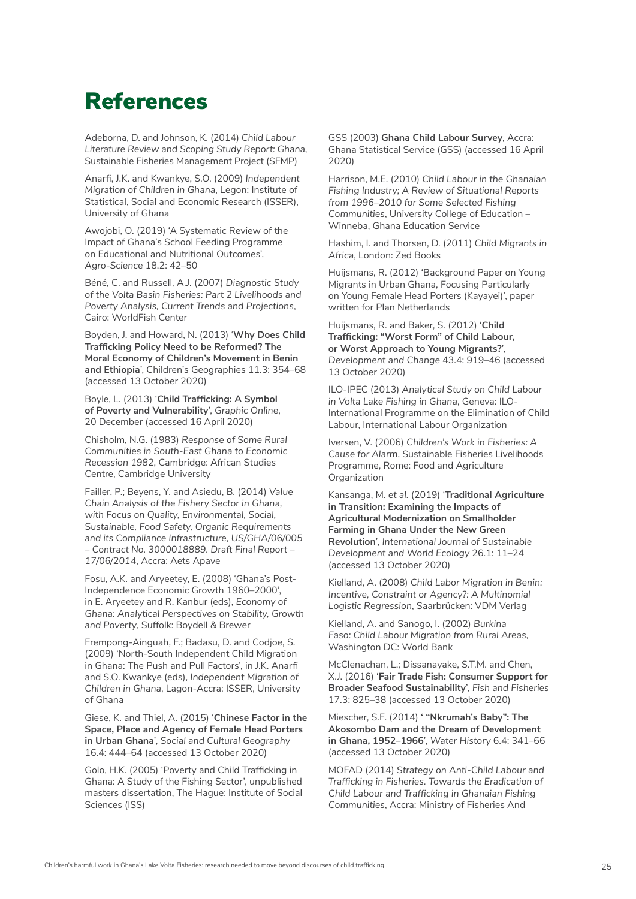# References

Adeborna, D. and Johnson, K. (2014) *Child Labour Literature Review and Scoping Study Report: Ghana*, Sustainable Fisheries Management Project (SFMP)

Anarfi, J.K. and Kwankye, S.O. (2009) *Independent Migration of Children in Ghana*, Legon: Institute of Statistical, Social and Economic Research (ISSER), University of Ghana

Awojobi, O. (2019) 'A Systematic Review of the Impact of Ghana's School Feeding Programme on Educational and Nutritional Outcomes', *Agro-Science* 18.2: 42–50

Béné, C. and Russell, A.J. (2007) *Diagnostic Study of the Volta Basin Fisheries: Part 2 Livelihoods and Poverty Analysis, Current Trends and Projections*, Cairo: WorldFish Center

Boyden, J. and Howard, N. (2013) '**Why Does Child Trafficking Policy Need to be Reformed? The Moral Economy of Children's Movement in Benin and Ethiopia**', Children's Geographies 11.3: 354–68 (accessed 13 October 2020)

Boyle, L. (2013) '**Child Trafficking: A Symbol of Poverty and Vulnerability**', *Graphic Online*, 20 December (accessed 16 April 2020)

Chisholm, N.G. (1983) *Response of Some Rural Communities in South-East Ghana to Economic Recession 1982*, Cambridge: African Studies Centre, Cambridge University

Failler, P.; Beyens, Y. and Asiedu, B. (2014) *Value Chain Analysis of the Fishery Sector in Ghana, with Focus on Quality, Environmental, Social, Sustainable, Food Safety, Organic Requirements and its Compliance Infrastructure, US/GHA/06/005 – Contract No. 3000018889. Draft Final Report – 17/06/2014*, Accra: Aets Apave

Fosu, A.K. and Aryeetey, E. (2008) 'Ghana's Post-Independence Economic Growth 1960–2000', in E. Aryeetey and R. Kanbur (eds), *Economy of Ghana: Analytical Perspectives on Stability, Growth and Poverty*, Suffolk: Boydell & Brewer

Frempong-Ainguah, F.; Badasu, D. and Codjoe, S. (2009) 'North-South Independent Child Migration in Ghana: The Push and Pull Factors', in J.K. Anarfi and S.O. Kwankye (eds), *Independent Migration of Children in Ghana*, Lagon-Accra: ISSER, University of Ghana

Giese, K. and Thiel, A. (2015) '**Chinese Factor in the Space, Place and Agency of Female Head Porters in Urban Ghana**', *Social and Cultural Geography* 16.4: 444–64 (accessed 13 October 2020)

Golo, H.K. (2005) 'Poverty and Child Trafficking in Ghana: A Study of the Fishing Sector', unpublished masters dissertation, The Hague: Institute of Social Sciences (ISS)

GSS (2003) **Ghana Child Labour Survey**, Accra: Ghana Statistical Service (GSS) (accessed 16 April 2020)

Harrison, M.E. (2010) *Child Labour in the Ghanaian Fishing Industry; A Review of Situational Reports from 1996–2010 for Some Selected Fishing Communities*, University College of Education – Winneba, Ghana Education Service

Hashim, I. and Thorsen, D. (2011) *Child Migrants in Africa*, London: Zed Books

Huijsmans, R. (2012) 'Background Paper on Young Migrants in Urban Ghana, Focusing Particularly on Young Female Head Porters (Kayayei)', paper written for Plan Netherlands

Huijsmans, R. and Baker, S. (2012) '**Child Trafficking: "Worst Form" of Child Labour, or Worst Approach to Young Migrants?**', *Development and Change* 43.4: 919–46 (accessed 13 October 2020)

ILO-IPEC (2013) *Analytical Study on Child Labour in Volta Lake Fishing in Ghana*, Geneva: ILO-International Programme on the Elimination of Child Labour, International Labour Organization

Iversen, V. (2006) *Children's Work in Fisheries: A Cause for Alarm*, Sustainable Fisheries Livelihoods Programme, Rome: Food and Agriculture Organization

Kansanga, M. *et al.* (2019) '**Traditional Agriculture in Transition: Examining the Impacts of Agricultural Modernization on Smallholder Farming in Ghana Under the New Green Revolution**', *International Journal of Sustainable Development and World Ecology* 26.1: 11–24 (accessed 13 October 2020)

Kielland, A. (2008) *Child Labor Migration in Benin: Incentive, Constraint or Agency?: A Multinomial Logistic Regression*, Saarbrücken: VDM Verlag

Kielland, A. and Sanogo, I. (2002) *Burkina Faso: Child Labour Migration from Rural Areas*, Washington DC: World Bank

McClenachan, L.; Dissanayake, S.T.M. and Chen, X.J. (2016) '**Fair Trade Fish: Consumer Support for Broader Seafood Sustainability**', *Fish and Fisheries* 17.3: 825–38 (accessed 13 October 2020)

Miescher, S.F. (2014) **' "Nkrumah's Baby": The Akosombo Dam and the Dream of Development in Ghana, 1952–1966**', *Water History* 6.4: 341–66 (accessed 13 October 2020)

MOFAD (2014) *Strategy on Anti-Child Labour and Trafficking in Fisheries. Towards the Eradication of Child Labour and Trafficking in Ghanaian Fishing Communities*, Accra: Ministry of Fisheries And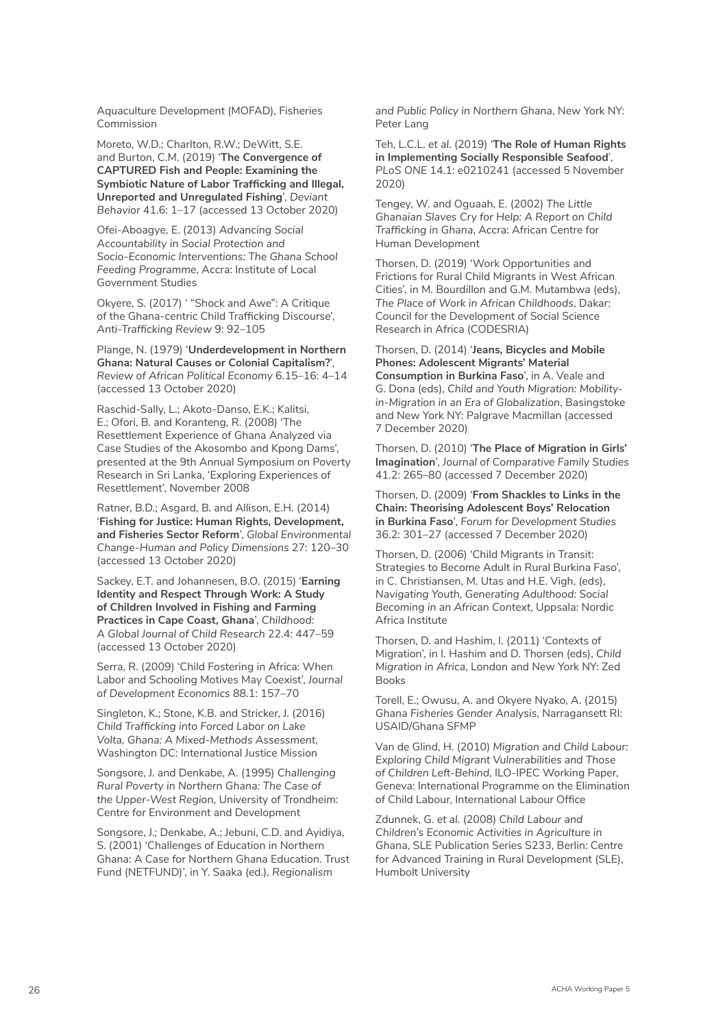Aquaculture Development (MOFAD), Fisheries Commission

Moreto, W.D.; Charlton, R.W.; DeWitt, S.E. and Burton, C.M. (2019) '**The Convergence of CAPTURED Fish and People: Examining the Symbiotic Nature of Labor Trafficking and Illegal, Unreported and Unregulated Fishing**', *Deviant Behavior* 41.6: 1–17 (accessed 13 October 2020)

Ofei-Aboagye, E. (2013) *Advancing Social Accountability in Social Protection and Socio-Economic Interventions: The Ghana School Feeding Programme*, Accra: Institute of Local Government Studies

Okyere, S. (2017) ' "Shock and Awe": A Critique of the Ghana-centric Child Trafficking Discourse', *Anti-Trafficking Review* 9: 92–105

Plange, N. (1979) '**Underdevelopment in Northern Ghana: Natural Causes or Colonial Capitalism?**', *Review of African Political Economy* 6.15–16: 4–14 (accessed 13 October 2020)

Raschid-Sally, L.; Akoto-Danso, E.K.; Kalitsi, E.; Ofori, B. and Koranteng, R. (2008) 'The Resettlement Experience of Ghana Analyzed via Case Studies of the Akosombo and Kpong Dams', presented at the 9th Annual Symposium on Poverty Research in Sri Lanka, 'Exploring Experiences of Resettlement', November 2008

Ratner, B.D.; Asgard, B. and Allison, E.H. (2014) '**Fishing for Justice: Human Rights, Development, and Fisheries Sector Reform**', *Global Environmental Change-Human and Policy Dimensions* 27: 120–30 (accessed 13 October 2020)

Sackey, E.T. and Johannesen, B.O. (2015) '**Earning Identity and Respect Through Work: A Study of Children Involved in Fishing and Farming Practices in Cape Coast, Ghana**', *Childhood: A Global Journal of Child Research* 22.4: 447–59 (accessed 13 October 2020)

Serra, R. (2009) 'Child Fostering in Africa: When Labor and Schooling Motives May Coexist', *Journal of Development Economics* 88.1: 157–70

Singleton, K.; Stone, K.B. and Stricker, J. (2016) *Child Trafficking into Forced Labor on Lake Volta, Ghana: A Mixed-Methods Assessment*, Washington DC: International Justice Mission

Songsore, J. and Denkabe, A. (1995) *Challenging Rural Poverty in Northern Ghana: The Case of the Upper-West Region*, University of Trondheim: Centre for Environment and Development

Songsore, J.; Denkabe, A.; Jebuni, C.D. and Ayidiya, S. (2001) 'Challenges of Education in Northern Ghana: A Case for Northern Ghana Education. Trust Fund (NETFUND)', in Y. Saaka (ed.), *Regionalism and Public Policy in Northern Ghana*, New York NY: Peter Lang

Teh, L.C.L. *et al.* (2019) '**The Role of Human Rights in Implementing Socially Responsible Seafood**', *PLoS ONE* 14.1: e0210241 (accessed 5 November 2020)

Tengey, W. and Oguaah, E. (2002) *The Little Ghanaian Slaves Cry for Help: A Report on Child Trafficking in Ghana*, Accra: African Centre for Human Development

Thorsen, D. (2019) 'Work Opportunities and Frictions for Rural Child Migrants in West African Cities', in M. Bourdillon and G.M. Mutambwa (eds), *The Place of Work in African Childhoods*, Dakar: Council for the Development of Social Science Research in Africa (CODESRIA)

Thorsen, D. (2014) '**Jeans, Bicycles and Mobile Phones: Adolescent Migrants' Material Consumption in Burkina Faso**', in A. Veale and G. Dona (eds), *Child and Youth Migration: Mobility-in-Migration in an Era of Globalization*, Basingstoke and New York NY: Palgrave Macmillan (accessed 7 December 2020)

Thorsen, D. (2010) '**The Place of Migration in Girls' Imagination**', *Journal of Comparative Family Studies* 41.2: 265–80 (accessed 7 December 2020)

Thorsen, D. (2009) '**From Shackles to Links in the Chain: Theorising Adolescent Boys' Relocation in Burkina Faso**', *Forum for Development Studies* 36.2: 301–27 (accessed 7 December 2020)

Thorsen, D. (2006) 'Child Migrants in Transit: Strategies to Become Adult in Rural Burkina Faso', in C. Christiansen, M. Utas and H.E. Vigh, (eds), *Navigating Youth, Generating Adulthood: Social Becoming in an African Context*, Uppsala: Nordic Africa Institute

Thorsen, D. and Hashim, I. (2011) 'Contexts of Migration', in I. Hashim and D. Thorsen (eds), *Child Migration in Africa*, London and New York NY: Zed Books

Torell, E.; Owusu, A. and Okyere Nyako, A. (2015) *Ghana Fisheries Gender Analysis*, Narragansett RI: USAID/Ghana SFMP

Van de Glind, H. (2010) *Migration and Child Labour: Exploring Child Migrant Vulnerabilities and Those of Children Left-Behind*, ILO-IPEC Working Paper, Geneva: International Programme on the Elimination of Child Labour, International Labour Office

Zdunnek, G. *et al.* (2008) *Child Labour and Children's Economic Activities in Agriculture in Ghana*, SLE Publication Series S233, Berlin: Centre for Advanced Training in Rural Development (SLE), Humbolt University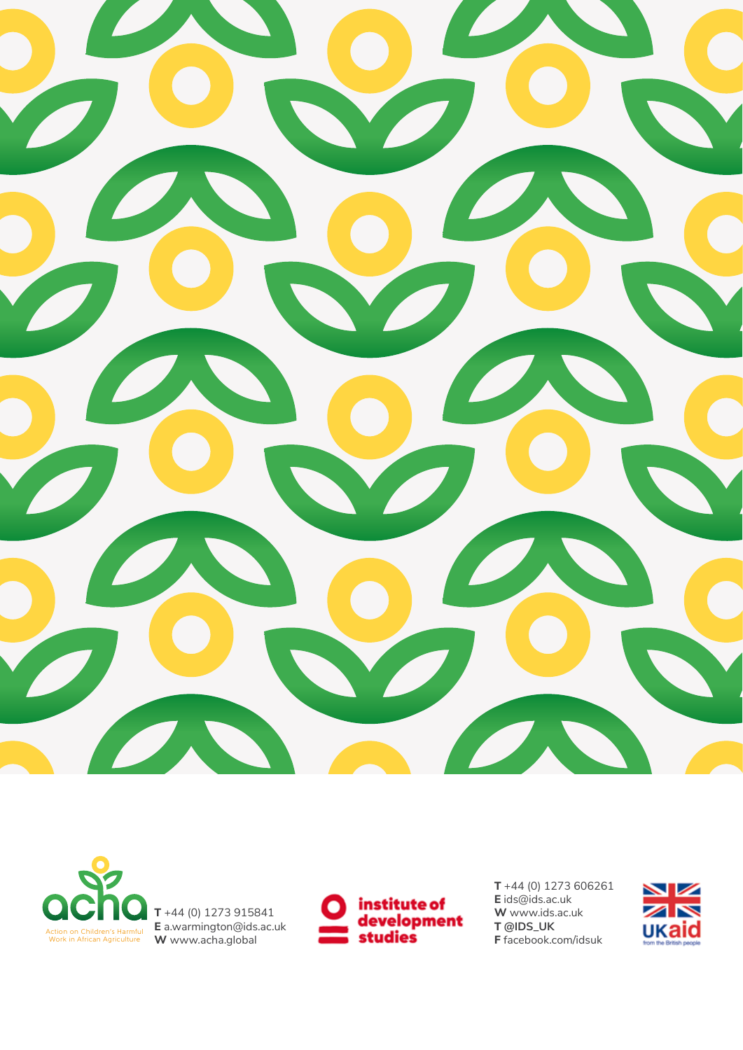acha

Action on Children's Harmful Work in African Agriculture

**T** +44 (0) 1273 915841
**E** a.warmington@ids.ac.uk
**W** www.acha.global

institute of development studies

**T** +44 (0) 1273 606261
**E** ids@ids.ac.uk
**W** www.ids.ac.uk
**T** @IDS_UK
**F** facebook.com/idsuk

UKaid

from the British people